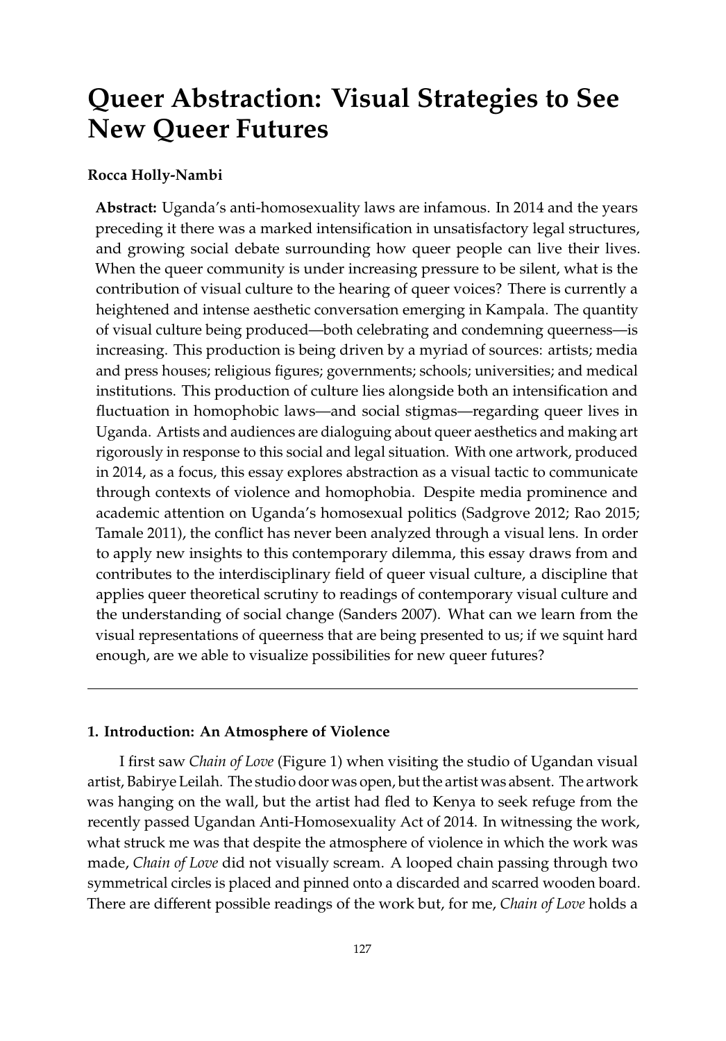# Queer Abstraction: Visual Strategies to See New Queer Futures

**Rocca Holly-Nambi**

**Abstract:** Uganda's anti-homosexuality laws are infamous. In 2014 and the years preceding it there was a marked intensification in unsatisfactory legal structures, and growing social debate surrounding how queer people can live their lives. When the queer community is under increasing pressure to be silent, what is the contribution of visual culture to the hearing of queer voices? There is currently a heightened and intense aesthetic conversation emerging in Kampala. The quantity of visual culture being produced—both celebrating and condemning queerness—is increasing. This production is being driven by a myriad of sources: artists; media and press houses; religious figures; governments; schools; universities; and medical institutions. This production of culture lies alongside both an intensification and fluctuation in homophobic laws—and social stigmas—regarding queer lives in Uganda. Artists and audiences are dialoguing about queer aesthetics and making art rigorously in response to this social and legal situation. With one artwork, produced in 2014, as a focus, this essay explores abstraction as a visual tactic to communicate through contexts of violence and homophobia. Despite media prominence and academic attention on Uganda's homosexual politics (Sadgrove 2012; Rao 2015; Tamale 2011), the conflict has never been analyzed through a visual lens. In order to apply new insights to this contemporary dilemma, this essay draws from and contributes to the interdisciplinary field of queer visual culture, a discipline that applies queer theoretical scrutiny to readings of contemporary visual culture and the understanding of social change (Sanders 2007). What can we learn from the visual representations of queerness that are being presented to us; if we squint hard enough, are we able to visualize possibilities for new queer futures?

---

## 1. Introduction: An Atmosphere of Violence

I first saw *Chain of Love* (Figure 1) when visiting the studio of Ugandan visual artist, Babirye Leilah. The studio door was open, but the artist was absent. The artwork was hanging on the wall, but the artist had fled to Kenya to seek refuge from the recently passed Ugandan Anti-Homosexuality Act of 2014. In witnessing the work, what struck me was that despite the atmosphere of violence in which the work was made, *Chain of Love* did not visually scream. A looped chain passing through two symmetrical circles is placed and pinned onto a discarded and scarred wooden board. There are different possible readings of the work but, for me, *Chain of Love* holds a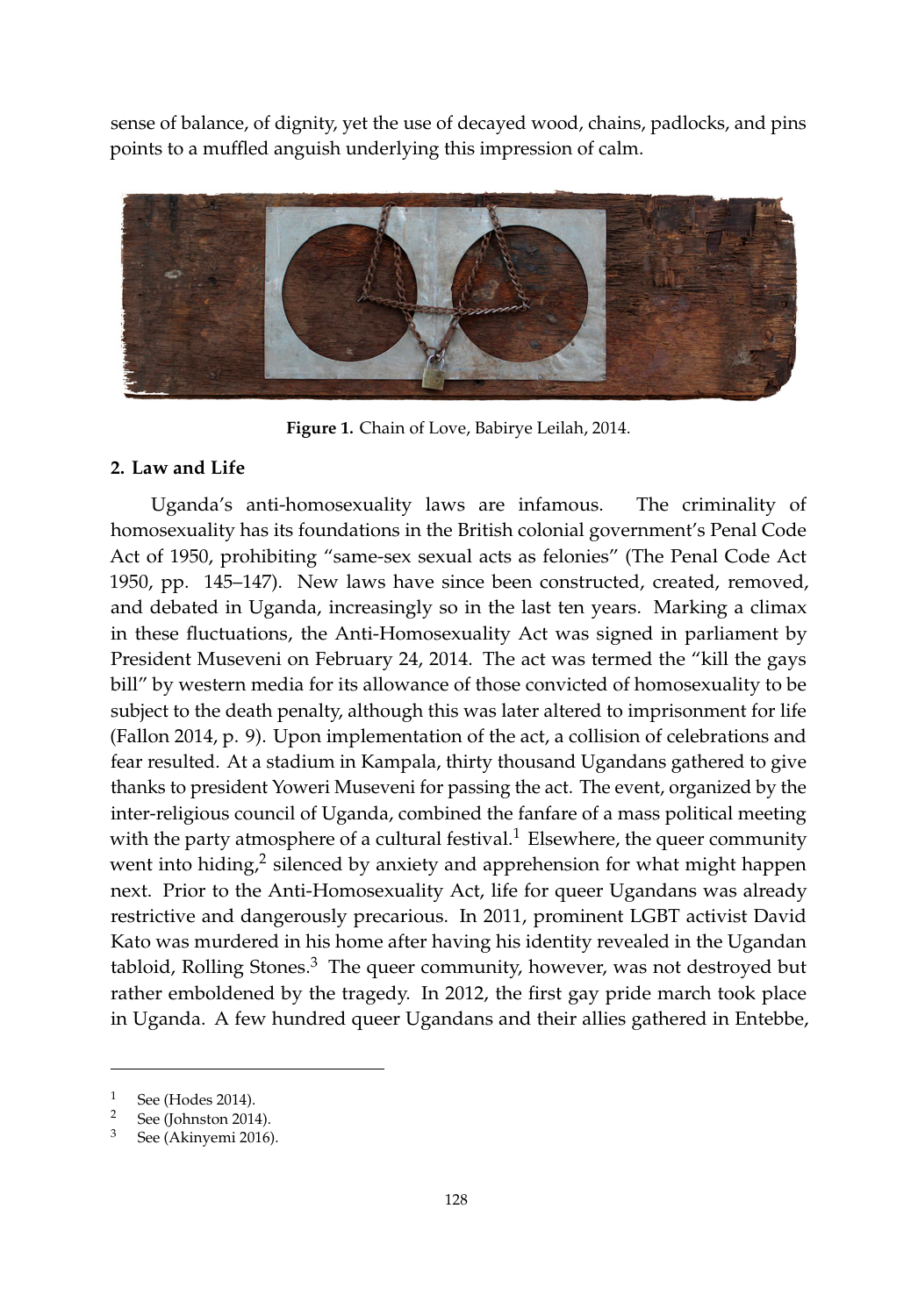sense of balance, of dignity, yet the use of decayed wood, chains, padlocks, and pins points to a muffled anguish underlying this impression of calm.

**Figure 1.** Chain of Love, Babirye Leilah, 2014.

## 2. Law and Life

Uganda's anti-homosexuality laws are infamous. The criminality of homosexuality has its foundations in the British colonial government's Penal Code Act of 1950, prohibiting "same-sex sexual acts as felonies" (The Penal Code Act 1950, pp. 145–147). New laws have since been constructed, created, removed, and debated in Uganda, increasingly so in the last ten years. Marking a climax in these fluctuations, the Anti-Homosexuality Act was signed in parliament by President Museveni on February 24, 2014. The act was termed the "kill the gays bill" by western media for its allowance of those convicted of homosexuality to be subject to the death penalty, although this was later altered to imprisonment for life (Fallon 2014, p. 9). Upon implementation of the act, a collision of celebrations and fear resulted. At a stadium in Kampala, thirty thousand Ugandans gathered to give thanks to president Yoweri Museveni for passing the act. The event, organized by the inter-religious council of Uganda, combined the fanfare of a mass political meeting with the party atmosphere of a cultural festival.[1] Elsewhere, the queer community went into hiding,[2] silenced by anxiety and apprehension for what might happen next. Prior to the Anti-Homosexuality Act, life for queer Ugandans was already restrictive and dangerously precarious. In 2011, prominent LGBT activist David Kato was murdered in his home after having his identity revealed in the Ugandan tabloid, Rolling Stones.[3] The queer community, however, was not destroyed but rather emboldened by the tragedy. In 2012, the first gay pride march took place in Uganda. A few hundred queer Ugandans and their allies gathered in Entebbe,

---

[1] See (Hodes 2014).

[2] See (Johnston 2014).

[3] See (Akinyemi 2016).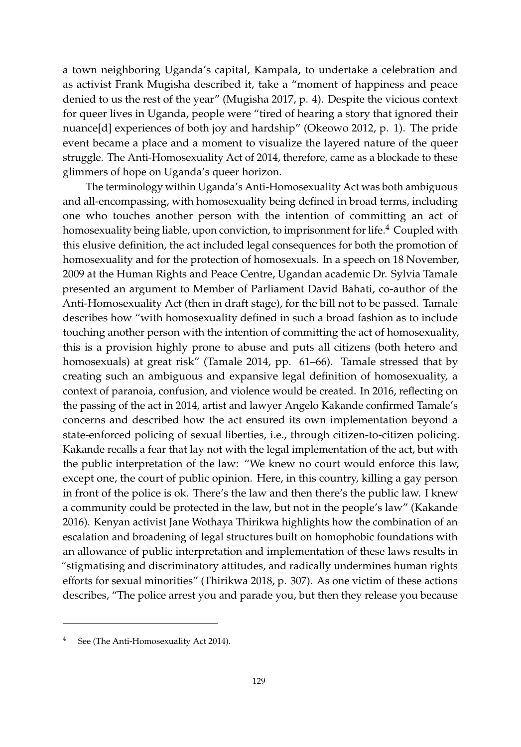a town neighboring Uganda's capital, Kampala, to undertake a celebration and as activist Frank Mugisha described it, take a "moment of happiness and peace denied to us the rest of the year" (Mugisha 2017, p. 4). Despite the vicious context for queer lives in Uganda, people were "tired of hearing a story that ignored their nuance[d] experiences of both joy and hardship" (Okeowo 2012, p. 1). The pride event became a place and a moment to visualize the layered nature of the queer struggle. The Anti-Homosexuality Act of 2014, therefore, came as a blockade to these glimmers of hope on Uganda's queer horizon.

The terminology within Uganda's Anti-Homosexuality Act was both ambiguous and all-encompassing, with homosexuality being defined in broad terms, including one who touches another person with the intention of committing an act of homosexuality being liable, upon conviction, to imprisonment for life.[4] Coupled with this elusive definition, the act included legal consequences for both the promotion of homosexuality and for the protection of homosexuals. In a speech on 18 November, 2009 at the Human Rights and Peace Centre, Ugandan academic Dr. Sylvia Tamale presented an argument to Member of Parliament David Bahati, co-author of the Anti-Homosexuality Act (then in draft stage), for the bill not to be passed. Tamale describes how "with homosexuality defined in such a broad fashion as to include touching another person with the intention of committing the act of homosexuality, this is a provision highly prone to abuse and puts all citizens (both hetero and homosexuals) at great risk" (Tamale 2014, pp. 61–66). Tamale stressed that by creating such an ambiguous and expansive legal definition of homosexuality, a context of paranoia, confusion, and violence would be created. In 2016, reflecting on the passing of the act in 2014, artist and lawyer Angelo Kakande confirmed Tamale's concerns and described how the act ensured its own implementation beyond a state-enforced policing of sexual liberties, i.e., through citizen-to-citizen policing. Kakande recalls a fear that lay not with the legal implementation of the act, but with the public interpretation of the law: "We knew no court would enforce this law, except one, the court of public opinion. Here, in this country, killing a gay person in front of the police is ok. There's the law and then there's the public law. I knew a community could be protected in the law, but not in the people's law" (Kakande 2016). Kenyan activist Jane Wothaya Thirikwa highlights how the combination of an escalation and broadening of legal structures built on homophobic foundations with an allowance of public interpretation and implementation of these laws results in "stigmatising and discriminatory attitudes, and radically undermines human rights efforts for sexual minorities" (Thirikwa 2018, p. 307). As one victim of these actions describes, "The police arrest you and parade you, but then they release you because

---

[4] See (The Anti-Homosexuality Act 2014).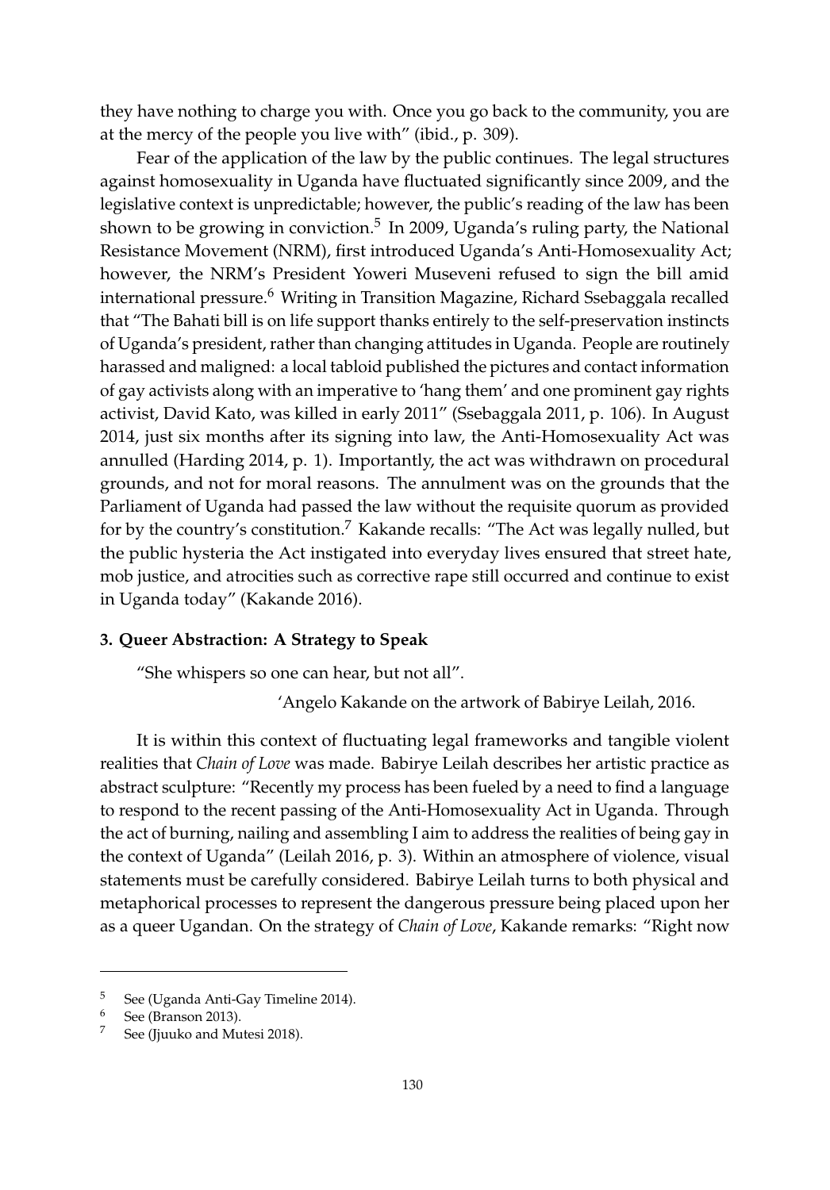they have nothing to charge you with. Once you go back to the community, you are at the mercy of the people you live with" (ibid., p. 309).

Fear of the application of the law by the public continues. The legal structures against homosexuality in Uganda have fluctuated significantly since 2009, and the legislative context is unpredictable; however, the public's reading of the law has been shown to be growing in conviction.[5] In 2009, Uganda's ruling party, the National Resistance Movement (NRM), first introduced Uganda's Anti-Homosexuality Act; however, the NRM's President Yoweri Museveni refused to sign the bill amid international pressure.[6] Writing in Transition Magazine, Richard Ssebaggala recalled that "The Bahati bill is on life support thanks entirely to the self-preservation instincts of Uganda's president, rather than changing attitudes in Uganda. People are routinely harassed and maligned: a local tabloid published the pictures and contact information of gay activists along with an imperative to 'hang them' and one prominent gay rights activist, David Kato, was killed in early 2011" (Ssebaggala 2011, p. 106). In August 2014, just six months after its signing into law, the Anti-Homosexuality Act was annulled (Harding 2014, p. 1). Importantly, the act was withdrawn on procedural grounds, and not for moral reasons. The annulment was on the grounds that the Parliament of Uganda had passed the law without the requisite quorum as provided for by the country's constitution.[7] Kakande recalls: "The Act was legally nulled, but the public hysteria the Act instigated into everyday lives ensured that street hate, mob justice, and atrocities such as corrective rape still occurred and continue to exist in Uganda today" (Kakande 2016).

## 3. Queer Abstraction: A Strategy to Speak

"She whispers so one can hear, but not all".

'Angelo Kakande on the artwork of Babirye Leilah, 2016.

It is within this context of fluctuating legal frameworks and tangible violent realities that *Chain of Love* was made. Babirye Leilah describes her artistic practice as abstract sculpture: "Recently my process has been fueled by a need to find a language to respond to the recent passing of the Anti-Homosexuality Act in Uganda. Through the act of burning, nailing and assembling I aim to address the realities of being gay in the context of Uganda" (Leilah 2016, p. 3). Within an atmosphere of violence, visual statements must be carefully considered. Babirye Leilah turns to both physical and metaphorical processes to represent the dangerous pressure being placed upon her as a queer Ugandan. On the strategy of *Chain of Love*, Kakande remarks: "Right now

---

[5] See (Uganda Anti-Gay Timeline 2014).

[6] See (Branson 2013).

[7] See (Jjuuko and Mutesi 2018).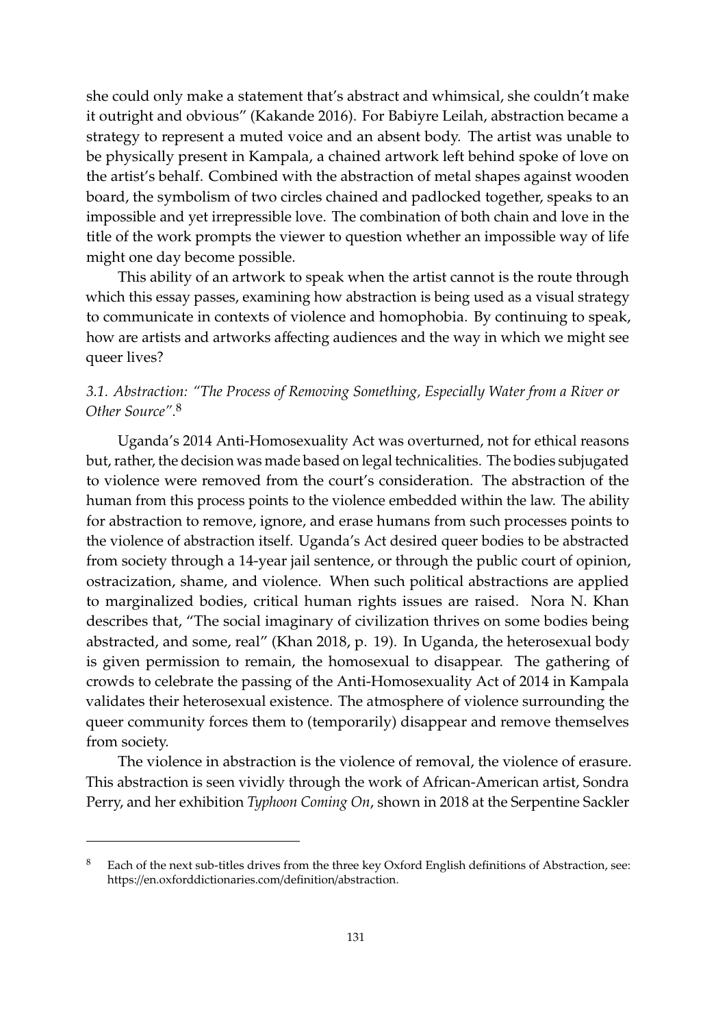she could only make a statement that's abstract and whimsical, she couldn't make it outright and obvious" (Kakande 2016). For Babiyre Leilah, abstraction became a strategy to represent a muted voice and an absent body. The artist was unable to be physically present in Kampala, a chained artwork left behind spoke of love on the artist's behalf. Combined with the abstraction of metal shapes against wooden board, the symbolism of two circles chained and padlocked together, speaks to an impossible and yet irrepressible love. The combination of both chain and love in the title of the work prompts the viewer to question whether an impossible way of life might one day become possible.

This ability of an artwork to speak when the artist cannot is the route through which this essay passes, examining how abstraction is being used as a visual strategy to communicate in contexts of violence and homophobia. By continuing to speak, how are artists and artworks affecting audiences and the way in which we might see queer lives?

### *3.1. Abstraction: "The Process of Removing Something, Especially Water from a River or Other Source".*[8]

Uganda's 2014 Anti-Homosexuality Act was overturned, not for ethical reasons but, rather, the decision was made based on legal technicalities. The bodies subjugated to violence were removed from the court's consideration. The abstraction of the human from this process points to the violence embedded within the law. The ability for abstraction to remove, ignore, and erase humans from such processes points to the violence of abstraction itself. Uganda's Act desired queer bodies to be abstracted from society through a 14-year jail sentence, or through the public court of opinion, ostracization, shame, and violence. When such political abstractions are applied to marginalized bodies, critical human rights issues are raised. Nora N. Khan describes that, "The social imaginary of civilization thrives on some bodies being abstracted, and some, real" (Khan 2018, p. 19). In Uganda, the heterosexual body is given permission to remain, the homosexual to disappear. The gathering of crowds to celebrate the passing of the Anti-Homosexuality Act of 2014 in Kampala validates their heterosexual existence. The atmosphere of violence surrounding the queer community forces them to (temporarily) disappear and remove themselves from society.

The violence in abstraction is the violence of removal, the violence of erasure. This abstraction is seen vividly through the work of African-American artist, Sondra Perry, and her exhibition *Typhoon Coming On*, shown in 2018 at the Serpentine Sackler

---

[8] Each of the next sub-titles drives from the three key Oxford English definitions of Abstraction, see: https://en.oxforddictionaries.com/definition/abstraction.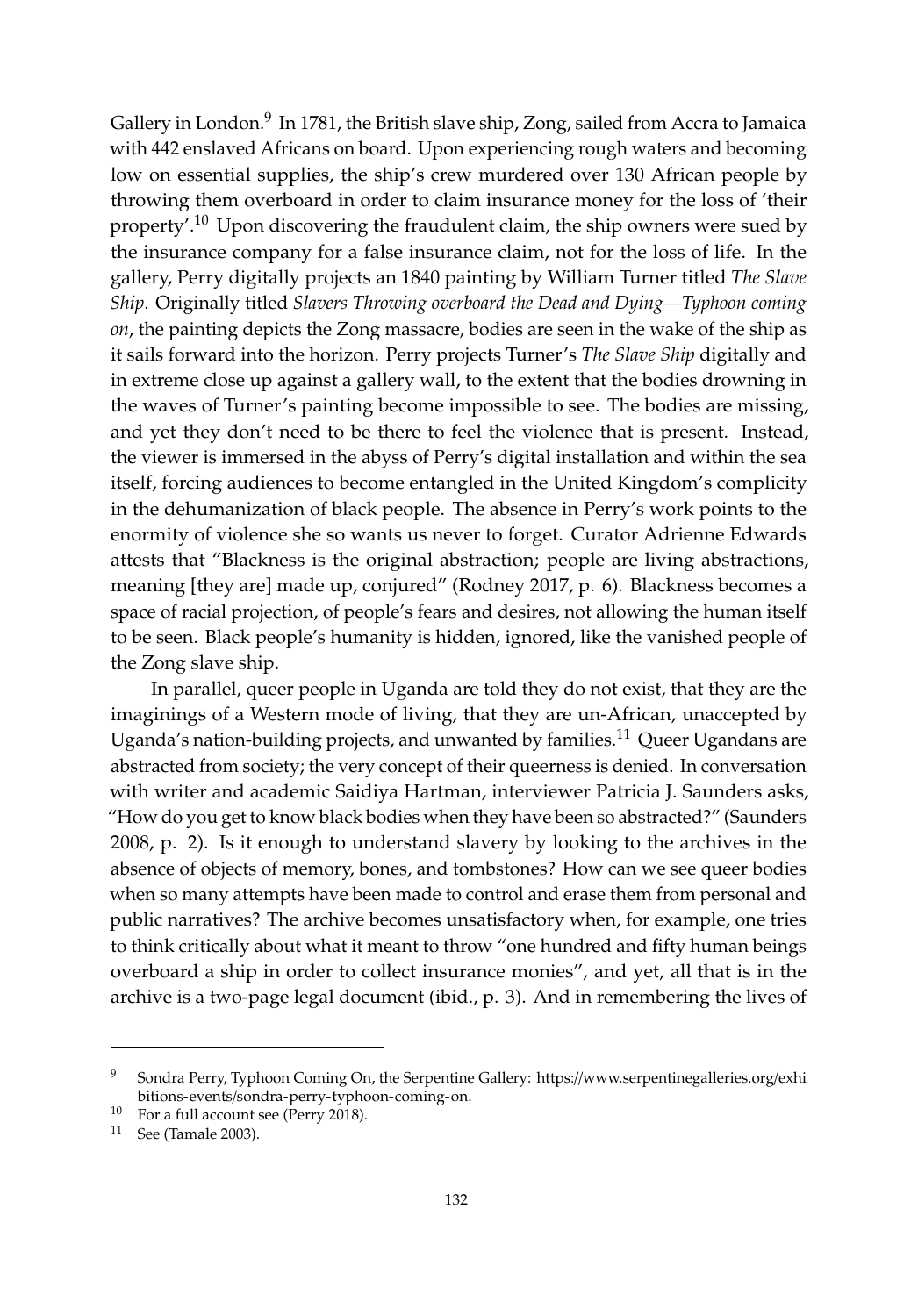Gallery in London.[9] In 1781, the British slave ship, Zong, sailed from Accra to Jamaica with 442 enslaved Africans on board. Upon experiencing rough waters and becoming low on essential supplies, the ship's crew murdered over 130 African people by throwing them overboard in order to claim insurance money for the loss of 'their property'.[10] Upon discovering the fraudulent claim, the ship owners were sued by the insurance company for a false insurance claim, not for the loss of life. In the gallery, Perry digitally projects an 1840 painting by William Turner titled *The Slave Ship*. Originally titled *Slavers Throwing overboard the Dead and Dying—Typhoon coming on*, the painting depicts the Zong massacre, bodies are seen in the wake of the ship as it sails forward into the horizon. Perry projects Turner's *The Slave Ship* digitally and in extreme close up against a gallery wall, to the extent that the bodies drowning in the waves of Turner's painting become impossible to see. The bodies are missing, and yet they don't need to be there to feel the violence that is present. Instead, the viewer is immersed in the abyss of Perry's digital installation and within the sea itself, forcing audiences to become entangled in the United Kingdom's complicity in the dehumanization of black people. The absence in Perry's work points to the enormity of violence she so wants us never to forget. Curator Adrienne Edwards attests that "Blackness is the original abstraction; people are living abstractions, meaning [they are] made up, conjured" (Rodney 2017, p. 6). Blackness becomes a space of racial projection, of people's fears and desires, not allowing the human itself to be seen. Black people's humanity is hidden, ignored, like the vanished people of the Zong slave ship.

In parallel, queer people in Uganda are told they do not exist, that they are the imaginings of a Western mode of living, that they are un-African, unaccepted by Uganda's nation-building projects, and unwanted by families.[11] Queer Ugandans are abstracted from society; the very concept of their queerness is denied. In conversation with writer and academic Saidiya Hartman, interviewer Patricia J. Saunders asks, "How do you get to know black bodies when they have been so abstracted?" (Saunders 2008, p. 2). Is it enough to understand slavery by looking to the archives in the absence of objects of memory, bones, and tombstones? How can we see queer bodies when so many attempts have been made to control and erase them from personal and public narratives? The archive becomes unsatisfactory when, for example, one tries to think critically about what it meant to throw "one hundred and fifty human beings overboard a ship in order to collect insurance monies", and yet, all that is in the archive is a two-page legal document (ibid., p. 3). And in remembering the lives of

---

[9] Sondra Perry, Typhoon Coming On, the Serpentine Gallery: https://www.serpentinegalleries.org/exhibitions-events/sondra-perry-typhoon-coming-on.

[10] For a full account see (Perry 2018).

[11] See (Tamale 2003).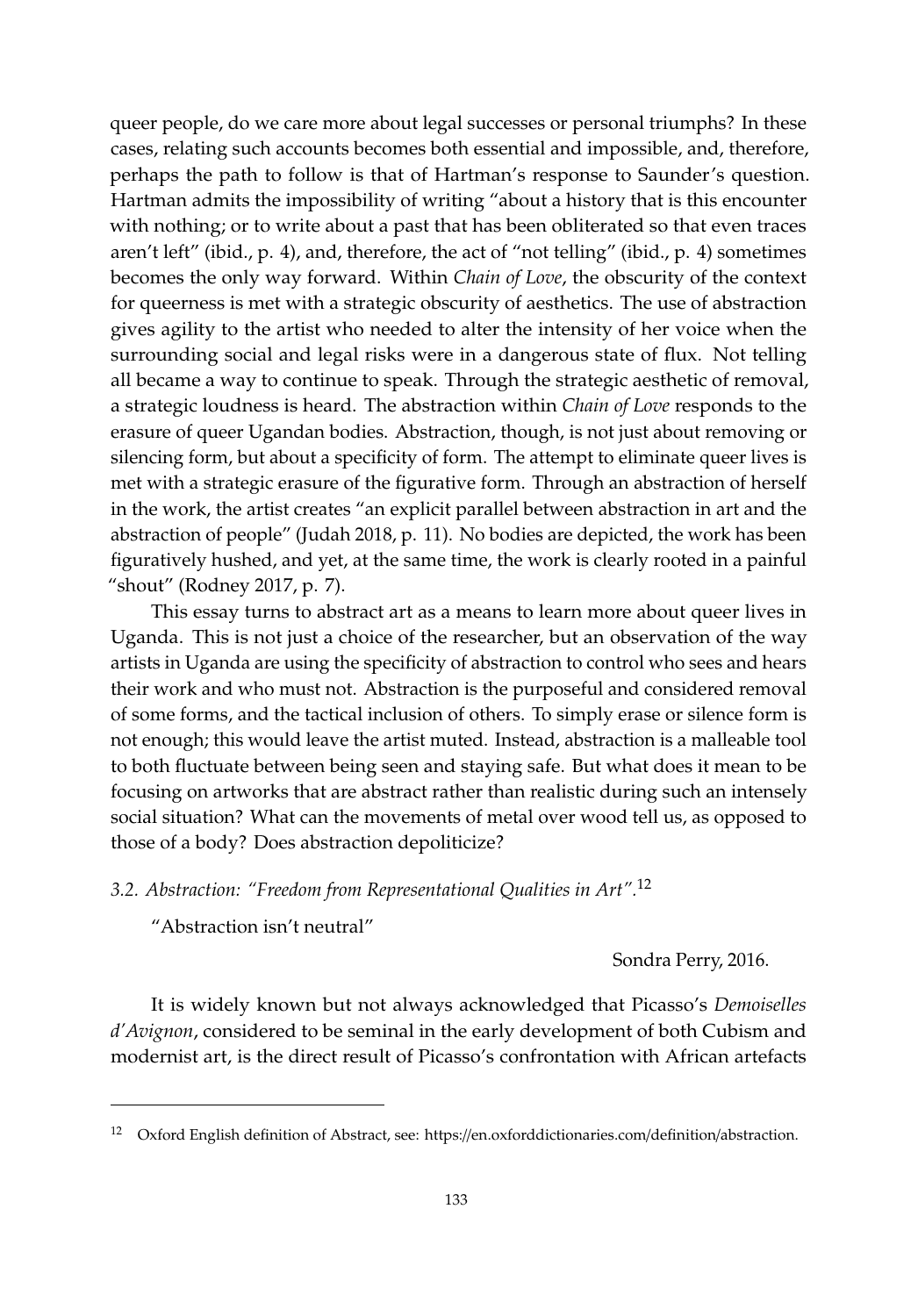queer people, do we care more about legal successes or personal triumphs? In these cases, relating such accounts becomes both essential and impossible, and, therefore, perhaps the path to follow is that of Hartman's response to Saunder's question. Hartman admits the impossibility of writing "about a history that is this encounter with nothing; or to write about a past that has been obliterated so that even traces aren't left" (ibid., p. 4), and, therefore, the act of "not telling" (ibid., p. 4) sometimes becomes the only way forward. Within *Chain of Love*, the obscurity of the context for queerness is met with a strategic obscurity of aesthetics. The use of abstraction gives agility to the artist who needed to alter the intensity of her voice when the surrounding social and legal risks were in a dangerous state of flux. Not telling all became a way to continue to speak. Through the strategic aesthetic of removal, a strategic loudness is heard. The abstraction within *Chain of Love* responds to the erasure of queer Ugandan bodies. Abstraction, though, is not just about removing or silencing form, but about a specificity of form. The attempt to eliminate queer lives is met with a strategic erasure of the figurative form. Through an abstraction of herself in the work, the artist creates "an explicit parallel between abstraction in art and the abstraction of people" (Judah 2018, p. 11). No bodies are depicted, the work has been figuratively hushed, and yet, at the same time, the work is clearly rooted in a painful "shout" (Rodney 2017, p. 7).

This essay turns to abstract art as a means to learn more about queer lives in Uganda. This is not just a choice of the researcher, but an observation of the way artists in Uganda are using the specificity of abstraction to control who sees and hears their work and who must not. Abstraction is the purposeful and considered removal of some forms, and the tactical inclusion of others. To simply erase or silence form is not enough; this would leave the artist muted. Instead, abstraction is a malleable tool to both fluctuate between being seen and staying safe. But what does it mean to be focusing on artworks that are abstract rather than realistic during such an intensely social situation? What can the movements of metal over wood tell us, as opposed to those of a body? Does abstraction depoliticize?

### *3.2. Abstraction: "Freedom from Representational Qualities in Art"*.[12]

"Abstraction isn't neutral"

Sondra Perry, 2016.

It is widely known but not always acknowledged that Picasso's *Demoiselles d'Avignon*, considered to be seminal in the early development of both Cubism and modernist art, is the direct result of Picasso's confrontation with African artefacts

---

[12] Oxford English definition of Abstract, see: https://en.oxforddictionaries.com/definition/abstraction.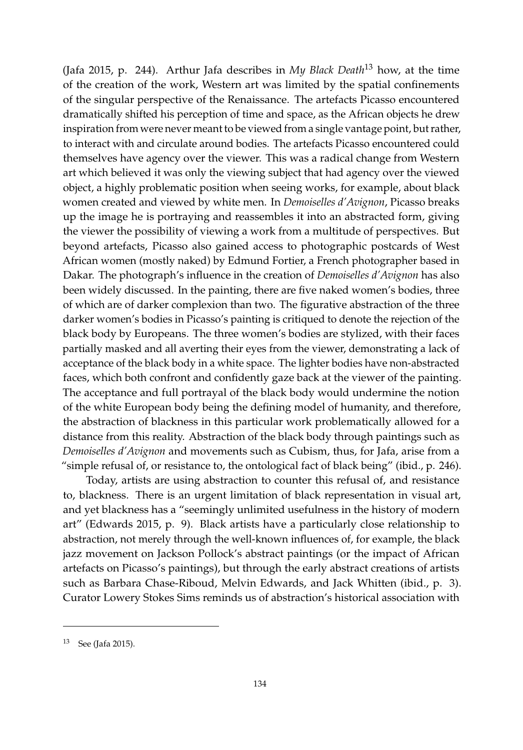(Jafa 2015, p. 244). Arthur Jafa describes in *My Black Death*[13] how, at the time of the creation of the work, Western art was limited by the spatial confinements of the singular perspective of the Renaissance. The artefacts Picasso encountered dramatically shifted his perception of time and space, as the African objects he drew inspiration from were never meant to be viewed from a single vantage point, but rather, to interact with and circulate around bodies. The artefacts Picasso encountered could themselves have agency over the viewer. This was a radical change from Western art which believed it was only the viewing subject that had agency over the viewed object, a highly problematic position when seeing works, for example, about black women created and viewed by white men. In *Demoiselles d'Avignon*, Picasso breaks up the image he is portraying and reassembles it into an abstracted form, giving the viewer the possibility of viewing a work from a multitude of perspectives. But beyond artefacts, Picasso also gained access to photographic postcards of West African women (mostly naked) by Edmund Fortier, a French photographer based in Dakar. The photograph's influence in the creation of *Demoiselles d'Avignon* has also been widely discussed. In the painting, there are five naked women's bodies, three of which are of darker complexion than two. The figurative abstraction of the three darker women's bodies in Picasso's painting is critiqued to denote the rejection of the black body by Europeans. The three women's bodies are stylized, with their faces partially masked and all averting their eyes from the viewer, demonstrating a lack of acceptance of the black body in a white space. The lighter bodies have non-abstracted faces, which both confront and confidently gaze back at the viewer of the painting. The acceptance and full portrayal of the black body would undermine the notion of the white European body being the defining model of humanity, and therefore, the abstraction of blackness in this particular work problematically allowed for a distance from this reality. Abstraction of the black body through paintings such as *Demoiselles d'Avignon* and movements such as Cubism, thus, for Jafa, arise from a "simple refusal of, or resistance to, the ontological fact of black being" (ibid., p. 246).

Today, artists are using abstraction to counter this refusal of, and resistance to, blackness. There is an urgent limitation of black representation in visual art, and yet blackness has a "seemingly unlimited usefulness in the history of modern art" (Edwards 2015, p. 9). Black artists have a particularly close relationship to abstraction, not merely through the well-known influences of, for example, the black jazz movement on Jackson Pollock's abstract paintings (or the impact of African artefacts on Picasso's paintings), but through the early abstract creations of artists such as Barbara Chase-Riboud, Melvin Edwards, and Jack Whitten (ibid., p. 3). Curator Lowery Stokes Sims reminds us of abstraction's historical association with

[13] See (Jafa 2015).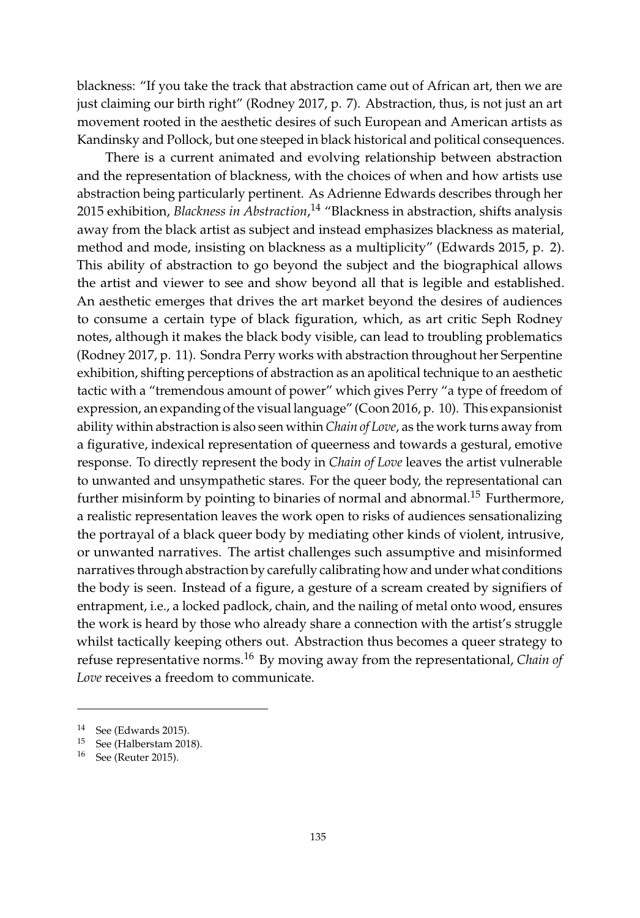blackness: "If you take the track that abstraction came out of African art, then we are just claiming our birth right" (Rodney 2017, p. 7). Abstraction, thus, is not just an art movement rooted in the aesthetic desires of such European and American artists as Kandinsky and Pollock, but one steeped in black historical and political consequences.

There is a current animated and evolving relationship between abstraction and the representation of blackness, with the choices of when and how artists use abstraction being particularly pertinent. As Adrienne Edwards describes through her 2015 exhibition, *Blackness in Abstraction*,[14] "Blackness in abstraction, shifts analysis away from the black artist as subject and instead emphasizes blackness as material, method and mode, insisting on blackness as a multiplicity" (Edwards 2015, p. 2). This ability of abstraction to go beyond the subject and the biographical allows the artist and viewer to see and show beyond all that is legible and established. An aesthetic emerges that drives the art market beyond the desires of audiences to consume a certain type of black figuration, which, as art critic Seph Rodney notes, although it makes the black body visible, can lead to troubling problematics (Rodney 2017, p. 11). Sondra Perry works with abstraction throughout her Serpentine exhibition, shifting perceptions of abstraction as an apolitical technique to an aesthetic tactic with a "tremendous amount of power" which gives Perry "a type of freedom of expression, an expanding of the visual language" (Coon 2016, p. 10). This expansionist ability within abstraction is also seen within *Chain of Love*, as the work turns away from a figurative, indexical representation of queerness and towards a gestural, emotive response. To directly represent the body in *Chain of Love* leaves the artist vulnerable to unwanted and unsympathetic stares. For the queer body, the representational can further misinform by pointing to binaries of normal and abnormal.[15] Furthermore, a realistic representation leaves the work open to risks of audiences sensationalizing the portrayal of a black queer body by mediating other kinds of violent, intrusive, or unwanted narratives. The artist challenges such assumptive and misinformed narratives through abstraction by carefully calibrating how and under what conditions the body is seen. Instead of a figure, a gesture of a scream created by signifiers of entrapment, i.e., a locked padlock, chain, and the nailing of metal onto wood, ensures the work is heard by those who already share a connection with the artist's struggle whilst tactically keeping others out. Abstraction thus becomes a queer strategy to refuse representative norms.[16] By moving away from the representational, *Chain of Love* receives a freedom to communicate.

---

[14] See (Edwards 2015).

[15] See (Halberstam 2018).

[16] See (Reuter 2015).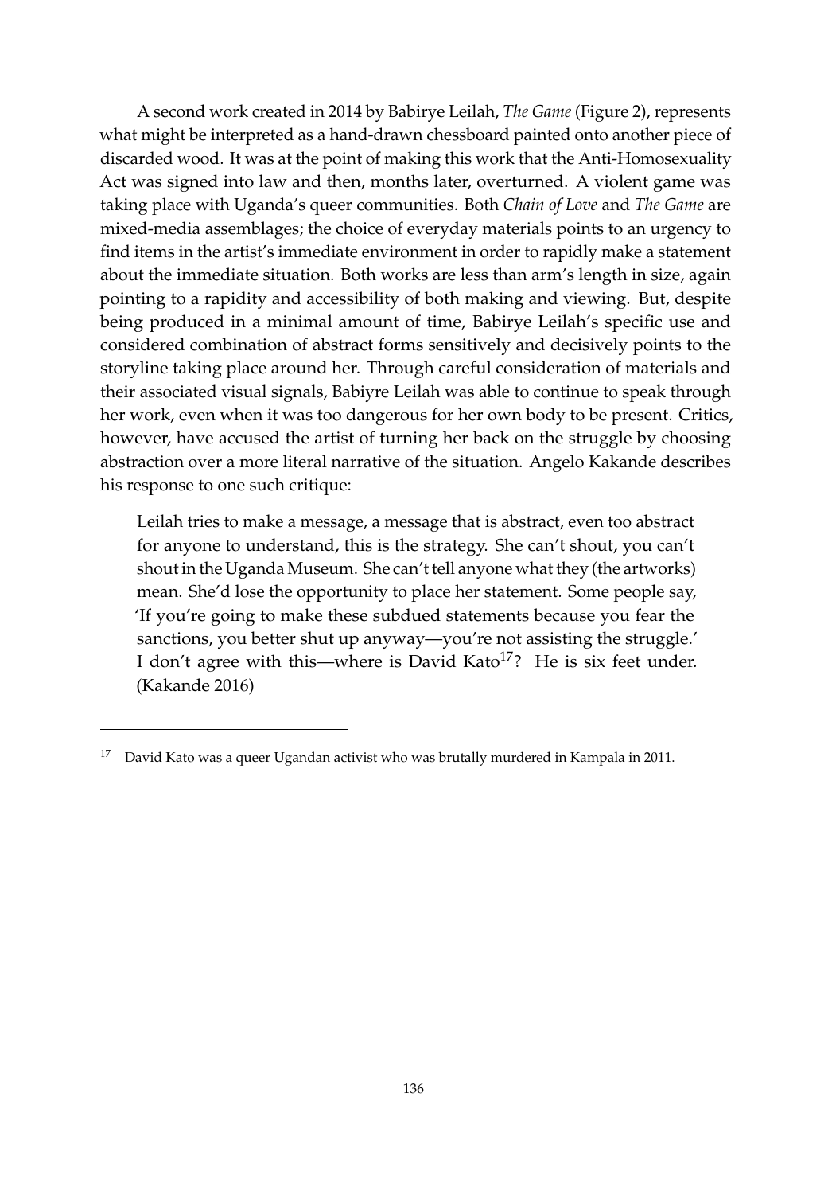A second work created in 2014 by Babirye Leilah, *The Game* (Figure 2), represents what might be interpreted as a hand-drawn chessboard painted onto another piece of discarded wood. It was at the point of making this work that the Anti-Homosexuality Act was signed into law and then, months later, overturned. A violent game was taking place with Uganda's queer communities. Both *Chain of Love* and *The Game* are mixed-media assemblages; the choice of everyday materials points to an urgency to find items in the artist's immediate environment in order to rapidly make a statement about the immediate situation. Both works are less than arm's length in size, again pointing to a rapidity and accessibility of both making and viewing. But, despite being produced in a minimal amount of time, Babirye Leilah's specific use and considered combination of abstract forms sensitively and decisively points to the storyline taking place around her. Through careful consideration of materials and their associated visual signals, Babiyre Leilah was able to continue to speak through her work, even when it was too dangerous for her own body to be present. Critics, however, have accused the artist of turning her back on the struggle by choosing abstraction over a more literal narrative of the situation. Angelo Kakande describes his response to one such critique:

> Leilah tries to make a message, a message that is abstract, even too abstract for anyone to understand, this is the strategy. She can't shout, you can't shout in the Uganda Museum. She can't tell anyone what they (the artworks) mean. She'd lose the opportunity to place her statement. Some people say, 'If you're going to make these subdued statements because you fear the sanctions, you better shut up anyway—you're not assisting the struggle.' I don't agree with this—where is David Kato[17]? He is six feet under. (Kakande 2016)

[17] David Kato was a queer Ugandan activist who was brutally murdered in Kampala in 2011.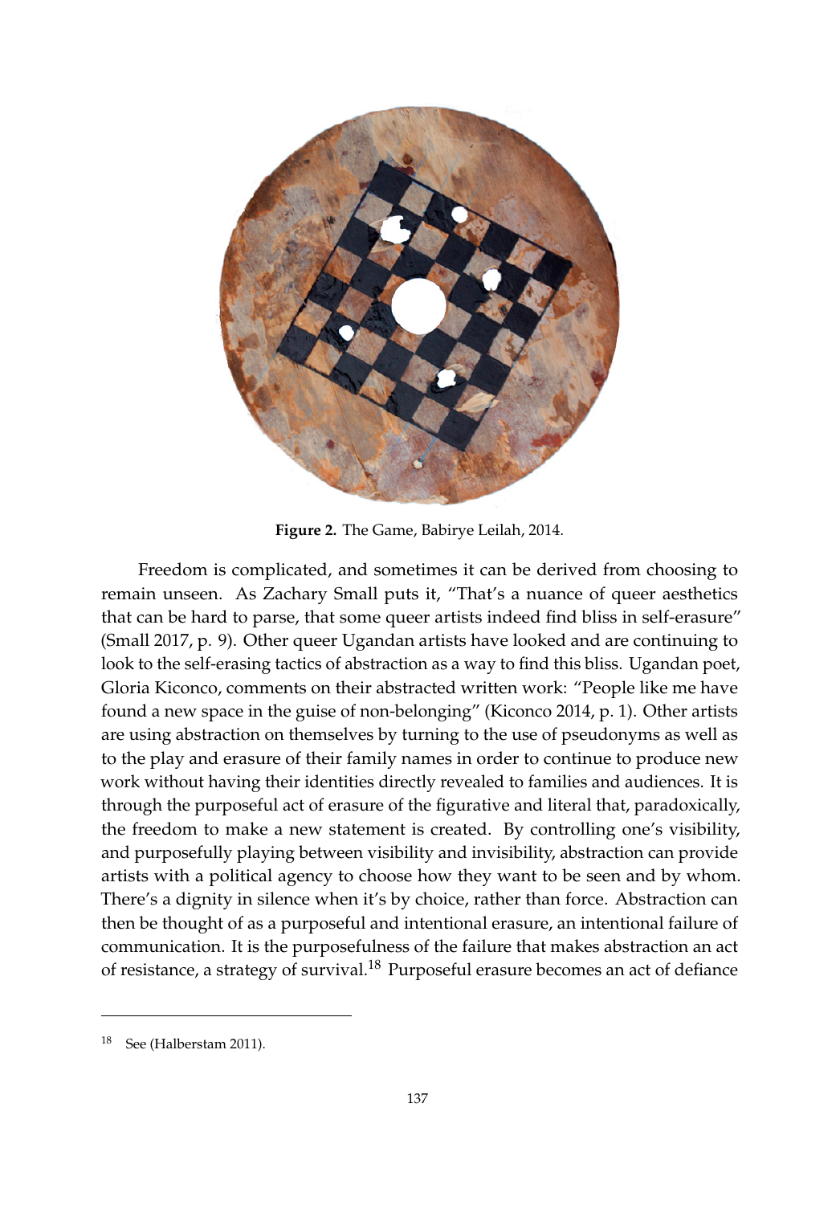**Figure 2.** The Game, Babirye Leilah, 2014.

Freedom is complicated, and sometimes it can be derived from choosing to remain unseen. As Zachary Small puts it, "That's a nuance of queer aesthetics that can be hard to parse, that some queer artists indeed find bliss in self-erasure" (Small 2017, p. 9). Other queer Ugandan artists have looked and are continuing to look to the self-erasing tactics of abstraction as a way to find this bliss. Ugandan poet, Gloria Kiconco, comments on their abstracted written work: "People like me have found a new space in the guise of non-belonging" (Kiconco 2014, p. 1). Other artists are using abstraction on themselves by turning to the use of pseudonyms as well as to the play and erasure of their family names in order to continue to produce new work without having their identities directly revealed to families and audiences. It is through the purposeful act of erasure of the figurative and literal that, paradoxically, the freedom to make a new statement is created. By controlling one's visibility, and purposefully playing between visibility and invisibility, abstraction can provide artists with a political agency to choose how they want to be seen and by whom. There's a dignity in silence when it's by choice, rather than force. Abstraction can then be thought of as a purposeful and intentional erasure, an intentional failure of communication. It is the purposefulness of the failure that makes abstraction an act of resistance, a strategy of survival.[18] Purposeful erasure becomes an act of defiance

[18] See (Halberstam 2011).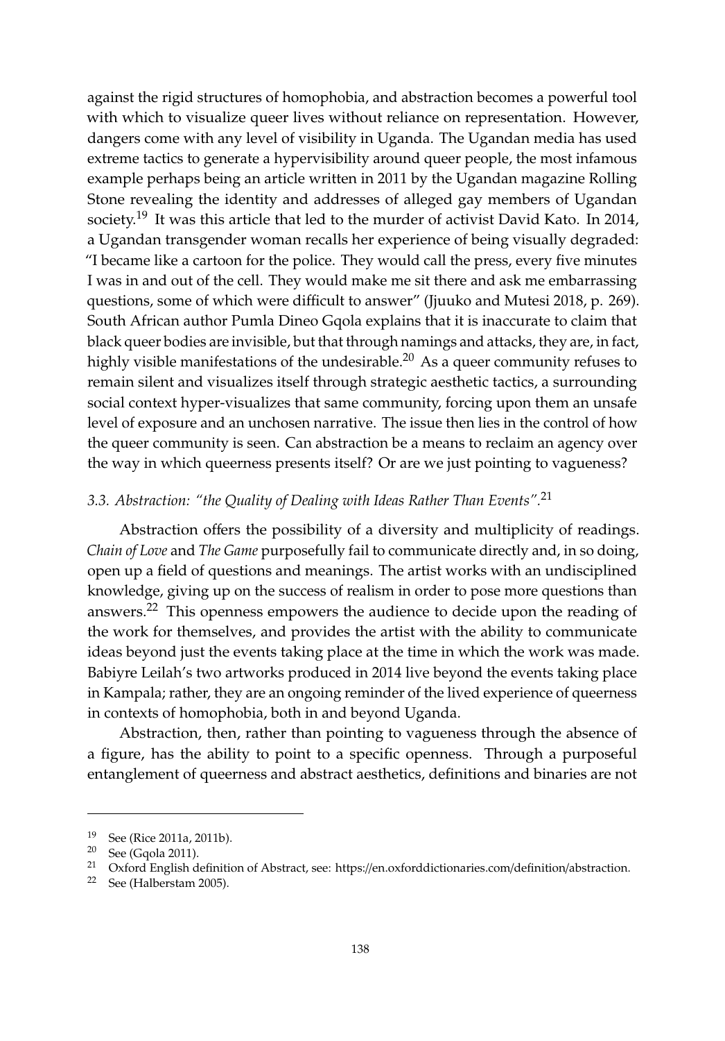against the rigid structures of homophobia, and abstraction becomes a powerful tool with which to visualize queer lives without reliance on representation. However, dangers come with any level of visibility in Uganda. The Ugandan media has used extreme tactics to generate a hypervisibility around queer people, the most infamous example perhaps being an article written in 2011 by the Ugandan magazine Rolling Stone revealing the identity and addresses of alleged gay members of Ugandan society.[19] It was this article that led to the murder of activist David Kato. In 2014, a Ugandan transgender woman recalls her experience of being visually degraded: "I became like a cartoon for the police. They would call the press, every five minutes I was in and out of the cell. They would make me sit there and ask me embarrassing questions, some of which were difficult to answer" (Jjuuko and Mutesi 2018, p. 269). South African author Pumla Dineo Gqola explains that it is inaccurate to claim that black queer bodies are invisible, but that through namings and attacks, they are, in fact, highly visible manifestations of the undesirable.[20] As a queer community refuses to remain silent and visualizes itself through strategic aesthetic tactics, a surrounding social context hyper-visualizes that same community, forcing upon them an unsafe level of exposure and an unchosen narrative. The issue then lies in the control of how the queer community is seen. Can abstraction be a means to reclaim an agency over the way in which queerness presents itself? Or are we just pointing to vagueness?

### *3.3. Abstraction: "the Quality of Dealing with Ideas Rather Than Events".*[21]

Abstraction offers the possibility of a diversity and multiplicity of readings. *Chain of Love* and *The Game* purposefully fail to communicate directly and, in so doing, open up a field of questions and meanings. The artist works with an undisciplined knowledge, giving up on the success of realism in order to pose more questions than answers.[22] This openness empowers the audience to decide upon the reading of the work for themselves, and provides the artist with the ability to communicate ideas beyond just the events taking place at the time in which the work was made. Babiyre Leilah's two artworks produced in 2014 live beyond the events taking place in Kampala; rather, they are an ongoing reminder of the lived experience of queerness in contexts of homophobia, both in and beyond Uganda.

Abstraction, then, rather than pointing to vagueness through the absence of a figure, has the ability to point to a specific openness. Through a purposeful entanglement of queerness and abstract aesthetics, definitions and binaries are not

---

[19] See (Rice 2011a, 2011b).

[20] See (Gqola 2011).

[21] Oxford English definition of Abstract, see: https://en.oxforddictionaries.com/definition/abstraction.

[22] See (Halberstam 2005).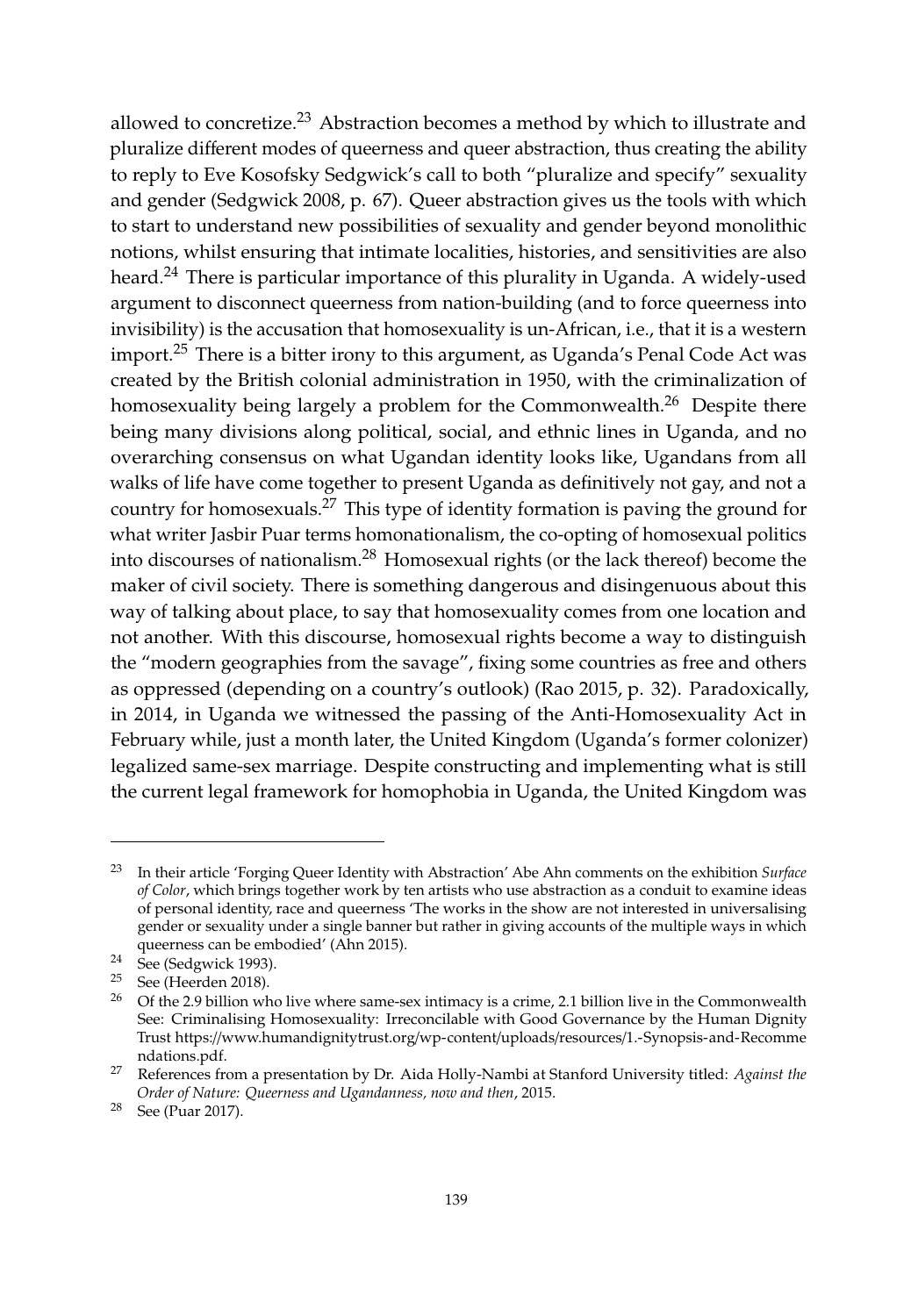allowed to concretize.[23] Abstraction becomes a method by which to illustrate and pluralize different modes of queerness and queer abstraction, thus creating the ability to reply to Eve Kosofsky Sedgwick's call to both "pluralize and specify" sexuality and gender (Sedgwick 2008, p. 67). Queer abstraction gives us the tools with which to start to understand new possibilities of sexuality and gender beyond monolithic notions, whilst ensuring that intimate localities, histories, and sensitivities are also heard.[24] There is particular importance of this plurality in Uganda. A widely-used argument to disconnect queerness from nation-building (and to force queerness into invisibility) is the accusation that homosexuality is un-African, i.e., that it is a western import.[25] There is a bitter irony to this argument, as Uganda's Penal Code Act was created by the British colonial administration in 1950, with the criminalization of homosexuality being largely a problem for the Commonwealth.[26] Despite there being many divisions along political, social, and ethnic lines in Uganda, and no overarching consensus on what Ugandan identity looks like, Ugandans from all walks of life have come together to present Uganda as definitively not gay, and not a country for homosexuals.[27] This type of identity formation is paving the ground for what writer Jasbir Puar terms homonationalism, the co-opting of homosexual politics into discourses of nationalism.[28] Homosexual rights (or the lack thereof) become the maker of civil society. There is something dangerous and disingenuous about this way of talking about place, to say that homosexuality comes from one location and not another. With this discourse, homosexual rights become a way to distinguish the "modern geographies from the savage", fixing some countries as free and others as oppressed (depending on a country's outlook) (Rao 2015, p. 32). Paradoxically, in 2014, in Uganda we witnessed the passing of the Anti-Homosexuality Act in February while, just a month later, the United Kingdom (Uganda's former colonizer) legalized same-sex marriage. Despite constructing and implementing what is still the current legal framework for homophobia in Uganda, the United Kingdom was

---

[23] In their article 'Forging Queer Identity with Abstraction' Abe Ahn comments on the exhibition *Surface of Color*, which brings together work by ten artists who use abstraction as a conduit to examine ideas of personal identity, race and queerness 'The works in the show are not interested in universalising gender or sexuality under a single banner but rather in giving accounts of the multiple ways in which queerness can be embodied' (Ahn 2015).

[24] See (Sedgwick 1993).

[25] See (Heerden 2018).

[26] Of the 2.9 billion who live where same-sex intimacy is a crime, 2.1 billion live in the Commonwealth See: Criminalising Homosexuality: Irreconcilable with Good Governance by the Human Dignity Trust https://www.humandignitytrust.org/wp-content/uploads/resources/1.-Synopsis-and-Recommendations.pdf.

[27] References from a presentation by Dr. Aida Holly-Nambi at Stanford University titled: *Against the Order of Nature: Queerness and Ugandanness, now and then*, 2015.

[28] See (Puar 2017).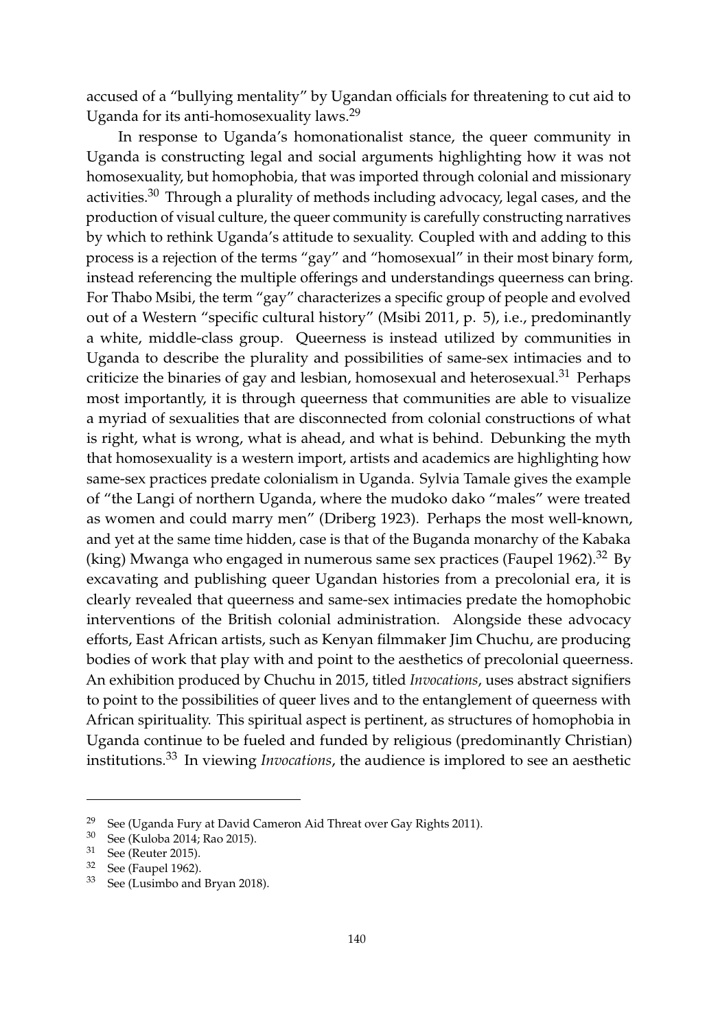accused of a "bullying mentality" by Ugandan officials for threatening to cut aid to Uganda for its anti-homosexuality laws.[29]

In response to Uganda's homonationalist stance, the queer community in Uganda is constructing legal and social arguments highlighting how it was not homosexuality, but homophobia, that was imported through colonial and missionary activities.[30] Through a plurality of methods including advocacy, legal cases, and the production of visual culture, the queer community is carefully constructing narratives by which to rethink Uganda's attitude to sexuality. Coupled with and adding to this process is a rejection of the terms "gay" and "homosexual" in their most binary form, instead referencing the multiple offerings and understandings queerness can bring. For Thabo Msibi, the term "gay" characterizes a specific group of people and evolved out of a Western "specific cultural history" (Msibi 2011, p. 5), i.e., predominantly a white, middle-class group. Queerness is instead utilized by communities in Uganda to describe the plurality and possibilities of same-sex intimacies and to criticize the binaries of gay and lesbian, homosexual and heterosexual.[31] Perhaps most importantly, it is through queerness that communities are able to visualize a myriad of sexualities that are disconnected from colonial constructions of what is right, what is wrong, what is ahead, and what is behind. Debunking the myth that homosexuality is a western import, artists and academics are highlighting how same-sex practices predate colonialism in Uganda. Sylvia Tamale gives the example of "the Langi of northern Uganda, where the mudoko dako "males" were treated as women and could marry men" (Driberg 1923). Perhaps the most well-known, and yet at the same time hidden, case is that of the Buganda monarchy of the Kabaka (king) Mwanga who engaged in numerous same sex practices (Faupel 1962).[32] By excavating and publishing queer Ugandan histories from a precolonial era, it is clearly revealed that queerness and same-sex intimacies predate the homophobic interventions of the British colonial administration. Alongside these advocacy efforts, East African artists, such as Kenyan filmmaker Jim Chuchu, are producing bodies of work that play with and point to the aesthetics of precolonial queerness. An exhibition produced by Chuchu in 2015, titled *Invocations*, uses abstract signifiers to point to the possibilities of queer lives and to the entanglement of queerness with African spirituality. This spiritual aspect is pertinent, as structures of homophobia in Uganda continue to be fueled and funded by religious (predominantly Christian) institutions.[33] In viewing *Invocations*, the audience is implored to see an aesthetic

---

[29] See (Uganda Fury at David Cameron Aid Threat over Gay Rights 2011).

[30] See (Kuloba 2014; Rao 2015).

[31] See (Reuter 2015).

[32] See (Faupel 1962).

[33] See (Lusimbo and Bryan 2018).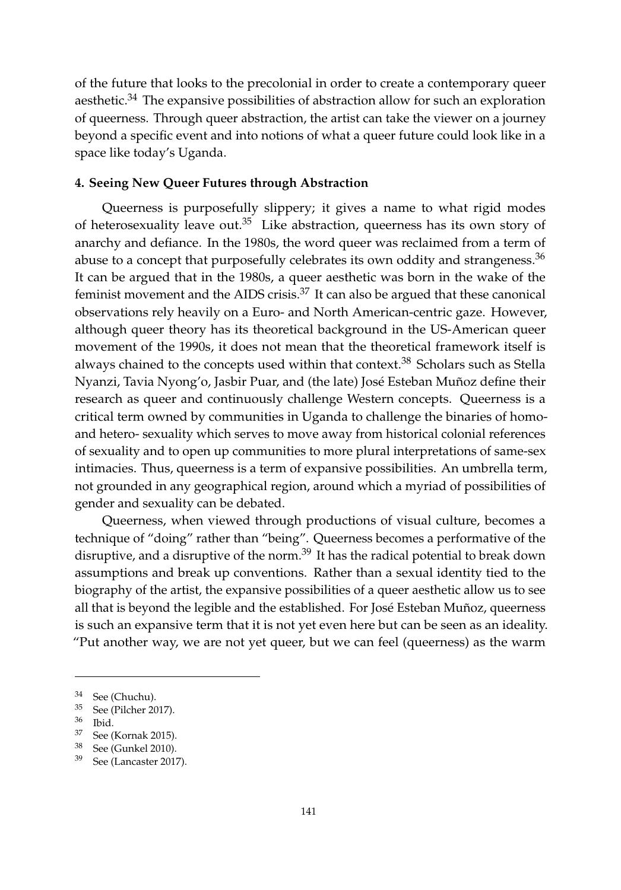of the future that looks to the precolonial in order to create a contemporary queer aesthetic.[34] The expansive possibilities of abstraction allow for such an exploration of queerness. Through queer abstraction, the artist can take the viewer on a journey beyond a specific event and into notions of what a queer future could look like in a space like today's Uganda.

## 4. Seeing New Queer Futures through Abstraction

Queerness is purposefully slippery; it gives a name to what rigid modes of heterosexuality leave out.[35] Like abstraction, queerness has its own story of anarchy and defiance. In the 1980s, the word queer was reclaimed from a term of abuse to a concept that purposefully celebrates its own oddity and strangeness.[36] It can be argued that in the 1980s, a queer aesthetic was born in the wake of the feminist movement and the AIDS crisis.[37] It can also be argued that these canonical observations rely heavily on a Euro- and North American-centric gaze. However, although queer theory has its theoretical background in the US-American queer movement of the 1990s, it does not mean that the theoretical framework itself is always chained to the concepts used within that context.[38] Scholars such as Stella Nyanzi, Tavia Nyong'o, Jasbir Puar, and (the late) José Esteban Muñoz define their research as queer and continuously challenge Western concepts. Queerness is a critical term owned by communities in Uganda to challenge the binaries of homo- and hetero- sexuality which serves to move away from historical colonial references of sexuality and to open up communities to more plural interpretations of same-sex intimacies. Thus, queerness is a term of expansive possibilities. An umbrella term, not grounded in any geographical region, around which a myriad of possibilities of gender and sexuality can be debated.

Queerness, when viewed through productions of visual culture, becomes a technique of "doing" rather than "being". Queerness becomes a performative of the disruptive, and a disruptive of the norm.[39] It has the radical potential to break down assumptions and break up conventions. Rather than a sexual identity tied to the biography of the artist, the expansive possibilities of a queer aesthetic allow us to see all that is beyond the legible and the established. For José Esteban Muñoz, queerness is such an expansive term that it is not yet even here but can be seen as an ideality. "Put another way, we are not yet queer, but we can feel (queerness) as the warm

---

[34] See (Chuchu).
[35] See (Pilcher 2017).
[36] Ibid.
[37] See (Kornak 2015).
[38] See (Gunkel 2010).
[39] See (Lancaster 2017).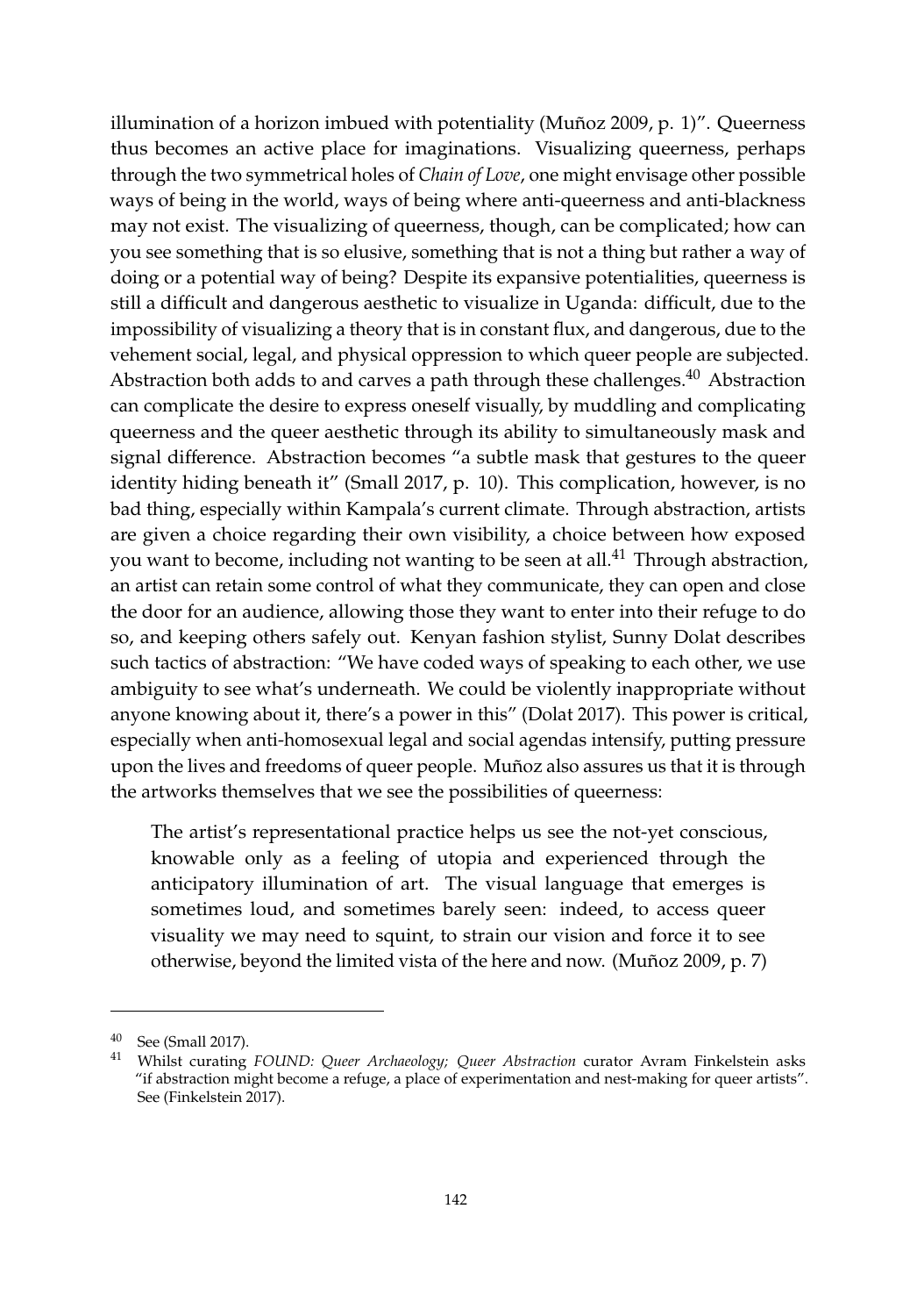illumination of a horizon imbued with potentiality (Muñoz 2009, p. 1)". Queerness thus becomes an active place for imaginations. Visualizing queerness, perhaps through the two symmetrical holes of *Chain of Love*, one might envisage other possible ways of being in the world, ways of being where anti-queerness and anti-blackness may not exist. The visualizing of queerness, though, can be complicated; how can you see something that is so elusive, something that is not a thing but rather a way of doing or a potential way of being? Despite its expansive potentialities, queerness is still a difficult and dangerous aesthetic to visualize in Uganda: difficult, due to the impossibility of visualizing a theory that is in constant flux, and dangerous, due to the vehement social, legal, and physical oppression to which queer people are subjected. Abstraction both adds to and carves a path through these challenges.[40] Abstraction can complicate the desire to express oneself visually, by muddling and complicating queerness and the queer aesthetic through its ability to simultaneously mask and signal difference. Abstraction becomes "a subtle mask that gestures to the queer identity hiding beneath it" (Small 2017, p. 10). This complication, however, is no bad thing, especially within Kampala's current climate. Through abstraction, artists are given a choice regarding their own visibility, a choice between how exposed you want to become, including not wanting to be seen at all.[41] Through abstraction, an artist can retain some control of what they communicate, they can open and close the door for an audience, allowing those they want to enter into their refuge to do so, and keeping others safely out. Kenyan fashion stylist, Sunny Dolat describes such tactics of abstraction: "We have coded ways of speaking to each other, we use ambiguity to see what's underneath. We could be violently inappropriate without anyone knowing about it, there's a power in this" (Dolat 2017). This power is critical, especially when anti-homosexual legal and social agendas intensify, putting pressure upon the lives and freedoms of queer people. Muñoz also assures us that it is through the artworks themselves that we see the possibilities of queerness:

> The artist's representational practice helps us see the not-yet conscious, knowable only as a feeling of utopia and experienced through the anticipatory illumination of art. The visual language that emerges is sometimes loud, and sometimes barely seen: indeed, to access queer visuality we may need to squint, to strain our vision and force it to see otherwise, beyond the limited vista of the here and now. (Muñoz 2009, p. 7)

---

[40] See (Small 2017).

[41] Whilst curating *FOUND: Queer Archaeology; Queer Abstraction* curator Avram Finkelstein asks "if abstraction might become a refuge, a place of experimentation and nest-making for queer artists". See (Finkelstein 2017).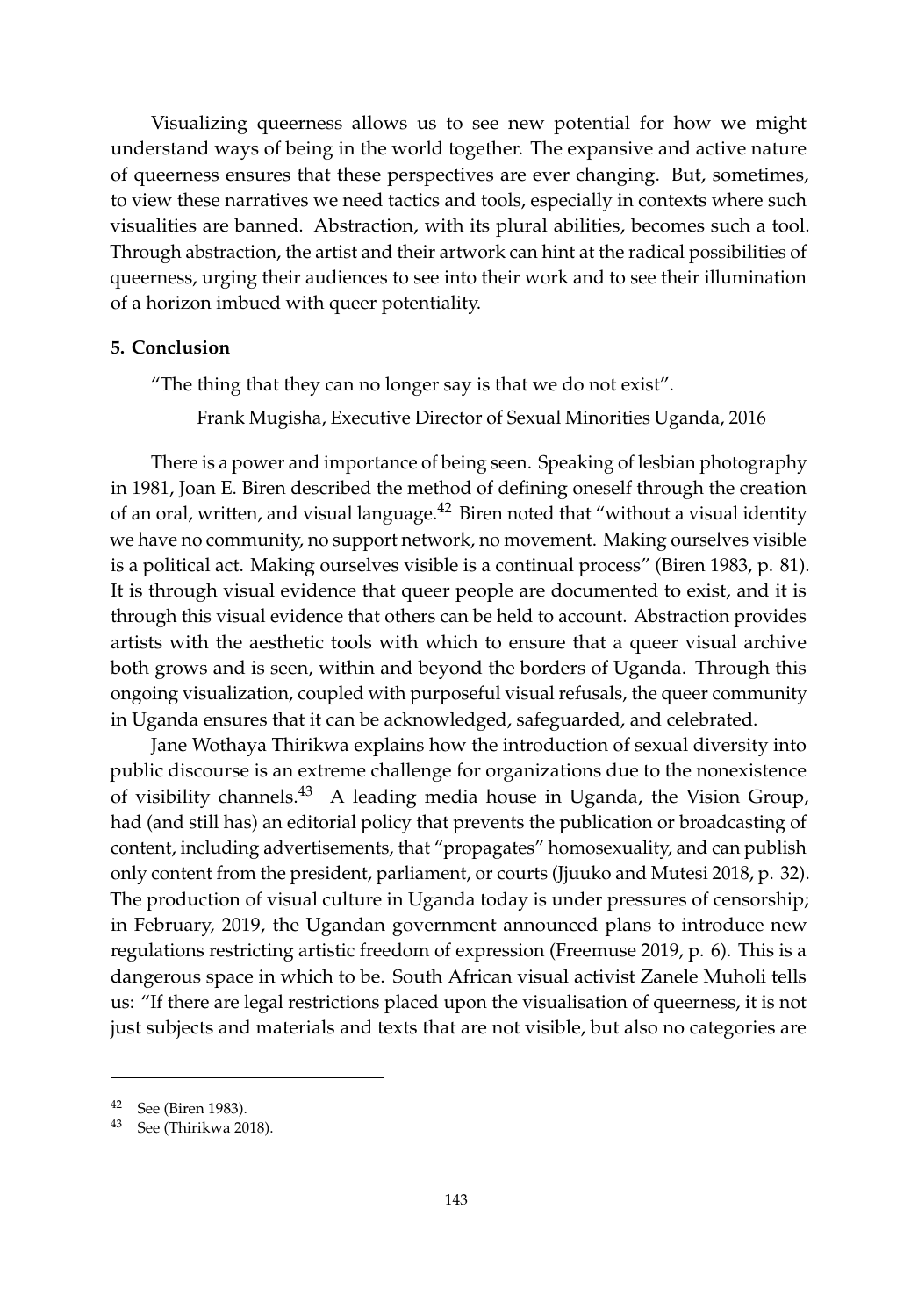Visualizing queerness allows us to see new potential for how we might understand ways of being in the world together. The expansive and active nature of queerness ensures that these perspectives are ever changing. But, sometimes, to view these narratives we need tactics and tools, especially in contexts where such visualities are banned. Abstraction, with its plural abilities, becomes such a tool. Through abstraction, the artist and their artwork can hint at the radical possibilities of queerness, urging their audiences to see into their work and to see their illumination of a horizon imbued with queer potentiality.

**5. Conclusion**

"The thing that they can no longer say is that we do not exist".

Frank Mugisha, Executive Director of Sexual Minorities Uganda, 2016

There is a power and importance of being seen. Speaking of lesbian photography in 1981, Joan E. Biren described the method of defining oneself through the creation of an oral, written, and visual language.[42] Biren noted that "without a visual identity we have no community, no support network, no movement. Making ourselves visible is a political act. Making ourselves visible is a continual process" (Biren 1983, p. 81). It is through visual evidence that queer people are documented to exist, and it is through this visual evidence that others can be held to account. Abstraction provides artists with the aesthetic tools with which to ensure that a queer visual archive both grows and is seen, within and beyond the borders of Uganda. Through this ongoing visualization, coupled with purposeful visual refusals, the queer community in Uganda ensures that it can be acknowledged, safeguarded, and celebrated.

Jane Wothaya Thirikwa explains how the introduction of sexual diversity into public discourse is an extreme challenge for organizations due to the nonexistence of visibility channels.[43] A leading media house in Uganda, the Vision Group, had (and still has) an editorial policy that prevents the publication or broadcasting of content, including advertisements, that "propagates" homosexuality, and can publish only content from the president, parliament, or courts (Jjuuko and Mutesi 2018, p. 32). The production of visual culture in Uganda today is under pressures of censorship; in February, 2019, the Ugandan government announced plans to introduce new regulations restricting artistic freedom of expression (Freemuse 2019, p. 6). This is a dangerous space in which to be. South African visual activist Zanele Muholi tells us: "If there are legal restrictions placed upon the visualisation of queerness, it is not just subjects and materials and texts that are not visible, but also no categories are

---

[42] See (Biren 1983).

[43] See (Thirikwa 2018).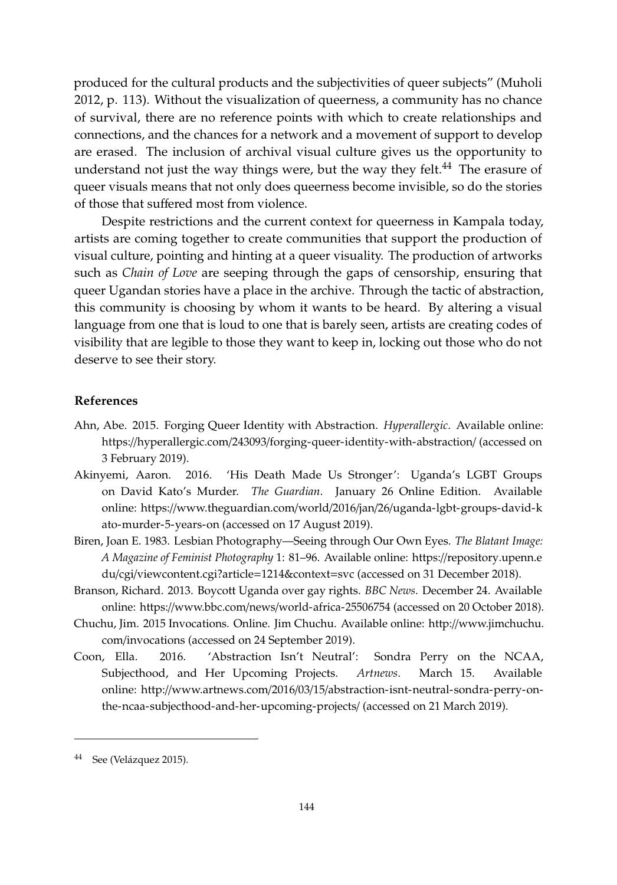produced for the cultural products and the subjectivities of queer subjects" (Muholi 2012, p. 113). Without the visualization of queerness, a community has no chance of survival, there are no reference points with which to create relationships and connections, and the chances for a network and a movement of support to develop are erased. The inclusion of archival visual culture gives us the opportunity to understand not just the way things were, but the way they felt.[44] The erasure of queer visuals means that not only does queerness become invisible, so do the stories of those that suffered most from violence.

Despite restrictions and the current context for queerness in Kampala today, artists are coming together to create communities that support the production of visual culture, pointing and hinting at a queer visuality. The production of artworks such as *Chain of Love* are seeping through the gaps of censorship, ensuring that queer Ugandan stories have a place in the archive. Through the tactic of abstraction, this community is choosing by whom it wants to be heard. By altering a visual language from one that is loud to one that is barely seen, artists are creating codes of visibility that are legible to those they want to keep in, locking out those who do not deserve to see their story.

## References

Ahn, Abe. 2015. Forging Queer Identity with Abstraction. *Hyperallergic*. Available online: https://hyperallergic.com/243093/forging-queer-identity-with-abstraction/ (accessed on 3 February 2019).

Akinyemi, Aaron. 2016. 'His Death Made Us Stronger': Uganda's LGBT Groups on David Kato's Murder. *The Guardian*. January 26 Online Edition. Available online: https://www.theguardian.com/world/2016/jan/26/uganda-lgbt-groups-david-kato-murder-5-years-on (accessed on 17 August 2019).

Biren, Joan E. 1983. Lesbian Photography—Seeing through Our Own Eyes. *The Blatant Image: A Magazine of Feminist Photography* 1: 81–96. Available online: https://repository.upenn.edu/cgi/viewcontent.cgi?article=1214&context=svc (accessed on 31 December 2018).

Branson, Richard. 2013. Boycott Uganda over gay rights. *BBC News*. December 24. Available online: https://www.bbc.com/news/world-africa-25506754 (accessed on 20 October 2018).

Chuchu, Jim. 2015 Invocations. Online. Jim Chuchu. Available online: http://www.jimchuchu.com/invocations (accessed on 24 September 2019).

Coon, Ella. 2016. 'Abstraction Isn't Neutral': Sondra Perry on the NCAA, Subjecthood, and Her Upcoming Projects. *Artnews*. March 15. Available online: http://www.artnews.com/2016/03/15/abstraction-isnt-neutral-sondra-perry-on-the-ncaa-subjecthood-and-her-upcoming-projects/ (accessed on 21 March 2019).

---

[44] See (Velázquez 2015).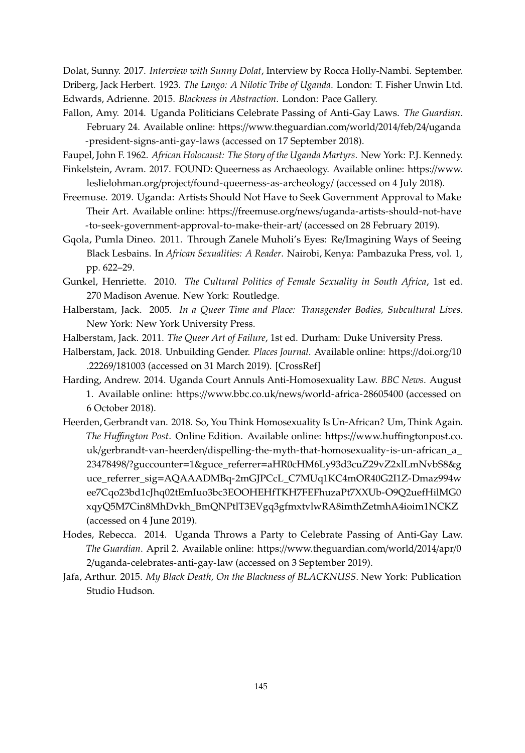Dolat, Sunny. 2017. *Interview with Sunny Dolat*, Interview by Rocca Holly-Nambi. September.

Driberg, Jack Herbert. 1923. *The Lango: A Nilotic Tribe of Uganda*. London: T. Fisher Unwin Ltd.

Edwards, Adrienne. 2015. *Blackness in Abstraction*. London: Pace Gallery.

Fallon, Amy. 2014. Uganda Politicians Celebrate Passing of Anti-Gay Laws. *The Guardian*. February 24. Available online: https://www.theguardian.com/world/2014/feb/24/uganda-president-signs-anti-gay-laws (accessed on 17 September 2018).

Faupel, John F. 1962. *African Holocaust: The Story of the Uganda Martyrs*. New York: P.J. Kennedy.

Finkelstein, Avram. 2017. FOUND: Queerness as Archaeology. Available online: https://www.leslielohman.org/project/found-queerness-as-archeology/ (accessed on 4 July 2018).

Freemuse. 2019. Uganda: Artists Should Not Have to Seek Government Approval to Make Their Art. Available online: https://freemuse.org/news/uganda-artists-should-not-have-to-seek-government-approval-to-make-their-art/ (accessed on 28 February 2019).

Gqola, Pumla Dineo. 2011. Through Zanele Muholi's Eyes: Re/Imagining Ways of Seeing Black Lesbains. In *African Sexualities: A Reader*. Nairobi, Kenya: Pambazuka Press, vol. 1, pp. 622–29.

Gunkel, Henriette. 2010. *The Cultural Politics of Female Sexuality in South Africa*, 1st ed. 270 Madison Avenue. New York: Routledge.

Halberstam, Jack. 2005. *In a Queer Time and Place: Transgender Bodies, Subcultural Lives*. New York: New York University Press.

Halberstam, Jack. 2011. *The Queer Art of Failure*, 1st ed. Durham: Duke University Press.

Halberstam, Jack. 2018. Unbuilding Gender. *Places Journal*. Available online: https://doi.org/10.22269/181003 (accessed on 31 March 2019). [CrossRef]

Harding, Andrew. 2014. Uganda Court Annuls Anti-Homosexuality Law. *BBC News*. August 1. Available online: https://www.bbc.co.uk/news/world-africa-28605400 (accessed on 6 October 2018).

Heerden, Gerbrandt van. 2018. So, You Think Homosexuality Is Un-African? Um, Think Again. *The Huffington Post*. Online Edition. Available online: https://www.huffingtonpost.co.uk/gerbrandt-van-heerden/dispelling-the-myth-that-homosexuality-is-un-african_a_23478498/?guccounter=1&guce_referrer=aHR0cHM6Ly93d3cuZ29vZ2xlLmNvbS8&guce_referrer_sig=AQAAADMBq-2mGJPCcL_C7MUq1KC4mOR40G2I1Z-Dmaz994wee7Cqo23bd1cJhq02tEmIuo3bc3EOOHEHfTKH7FEFhuzaPt7XXUb-O9Q2uefHilMG0xqyQ5M7Cin8MhDvkh_BmQNPtlT3EVgq3gfmxtvlwRA8imthZetmhA4ioim1NCKZ (accessed on 4 June 2019).

Hodes, Rebecca. 2014. Uganda Throws a Party to Celebrate Passing of Anti-Gay Law. *The Guardian*. April 2. Available online: https://www.theguardian.com/world/2014/apr/02/uganda-celebrates-anti-gay-law (accessed on 3 September 2019).

Jafa, Arthur. 2015. *My Black Death, On the Blackness of BLACKNUSS*. New York: Publication Studio Hudson.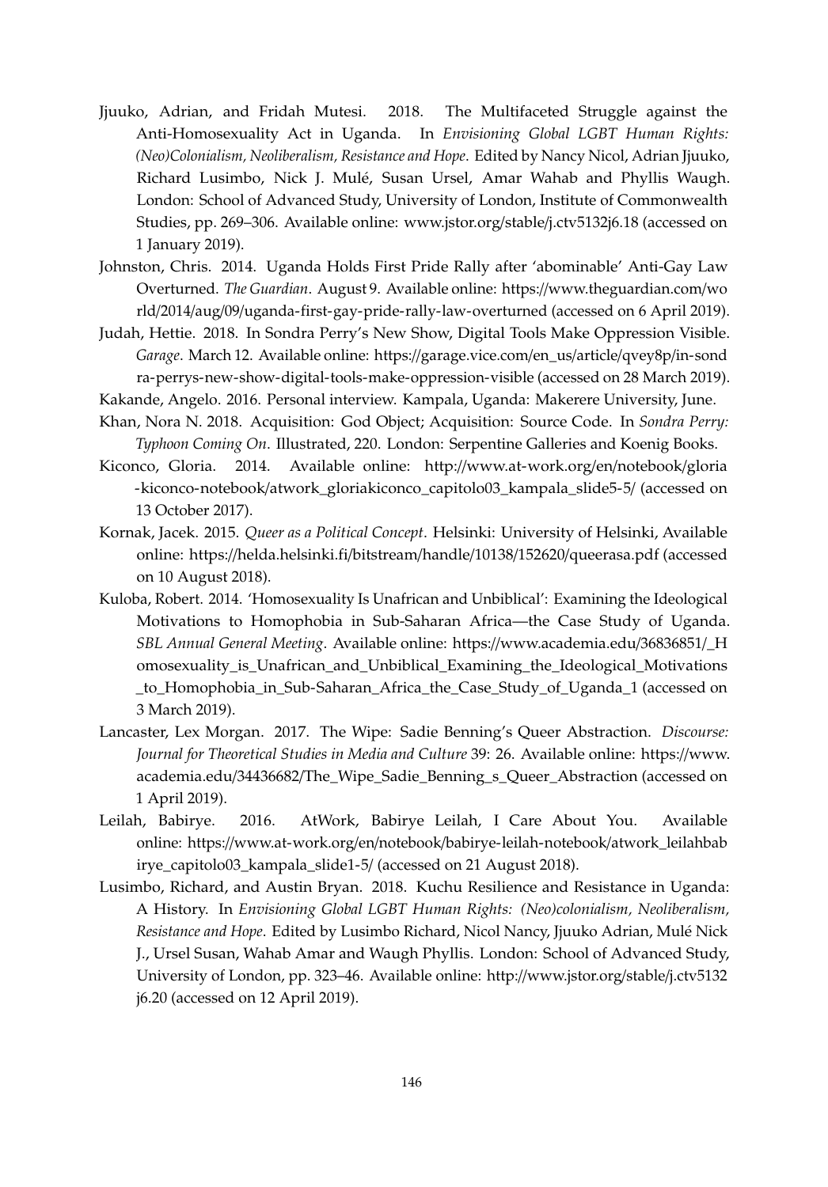Jjuuko, Adrian, and Fridah Mutesi. 2018. The Multifaceted Struggle against the Anti-Homosexuality Act in Uganda. In *Envisioning Global LGBT Human Rights: (Neo)Colonialism, Neoliberalism, Resistance and Hope*. Edited by Nancy Nicol, Adrian Jjuuko, Richard Lusimbo, Nick J. Mulé, Susan Ursel, Amar Wahab and Phyllis Waugh. London: School of Advanced Study, University of London, Institute of Commonwealth Studies, pp. 269–306. Available online: www.jstor.org/stable/j.ctv5132j6.18 (accessed on 1 January 2019).

Johnston, Chris. 2014. Uganda Holds First Pride Rally after 'abominable' Anti-Gay Law Overturned. *The Guardian*. August 9. Available online: https://www.theguardian.com/world/2014/aug/09/uganda-first-gay-pride-rally-law-overturned (accessed on 6 April 2019).

Judah, Hettie. 2018. In Sondra Perry's New Show, Digital Tools Make Oppression Visible. *Garage*. March 12. Available online: https://garage.vice.com/en_us/article/qvey8p/in-sondra-perrys-new-show-digital-tools-make-oppression-visible (accessed on 28 March 2019).

Kakande, Angelo. 2016. Personal interview. Kampala, Uganda: Makerere University, June.

Khan, Nora N. 2018. Acquisition: God Object; Acquisition: Source Code. In *Sondra Perry: Typhoon Coming On*. Illustrated, 220. London: Serpentine Galleries and Koenig Books.

Kiconco, Gloria. 2014. Available online: http://www.at-work.org/en/notebook/gloria-kiconco-notebook/atwork_gloriakiconco_capitolo03_kampala_slide5-5/ (accessed on 13 October 2017).

Kornak, Jacek. 2015. *Queer as a Political Concept*. Helsinki: University of Helsinki, Available online: https://helda.helsinki.fi/bitstream/handle/10138/152620/queerasa.pdf (accessed on 10 August 2018).

Kuloba, Robert. 2014. 'Homosexuality Is Unafrican and Unbiblical': Examining the Ideological Motivations to Homophobia in Sub-Saharan Africa—the Case Study of Uganda. *SBL Annual General Meeting*. Available online: https://www.academia.edu/36836851/_Homosexuality_is_Unafrican_and_Unbiblical_Examining_the_Ideological_Motivations_to_Homophobia_in_Sub-Saharan_Africa_the_Case_Study_of_Uganda_1 (accessed on 3 March 2019).

Lancaster, Lex Morgan. 2017. The Wipe: Sadie Benning's Queer Abstraction. *Discourse: Journal for Theoretical Studies in Media and Culture* 39: 26. Available online: https://www.academia.edu/34436682/The_Wipe_Sadie_Benning_s_Queer_Abstraction (accessed on 1 April 2019).

Leilah, Babirye. 2016. AtWork, Babirye Leilah, I Care About You. Available online: https://www.at-work.org/en/notebook/babirye-leilah-notebook/atwork_leilahbabirye_capitolo03_kampala_slide1-5/ (accessed on 21 August 2018).

Lusimbo, Richard, and Austin Bryan. 2018. Kuchu Resilience and Resistance in Uganda: A History. In *Envisioning Global LGBT Human Rights: (Neo)colonialism, Neoliberalism, Resistance and Hope*. Edited by Lusimbo Richard, Nicol Nancy, Jjuuko Adrian, Mulé Nick J., Ursel Susan, Wahab Amar and Waugh Phyllis. London: School of Advanced Study, University of London, pp. 323–46. Available online: http://www.jstor.org/stable/j.ctv5132j6.20 (accessed on 12 April 2019).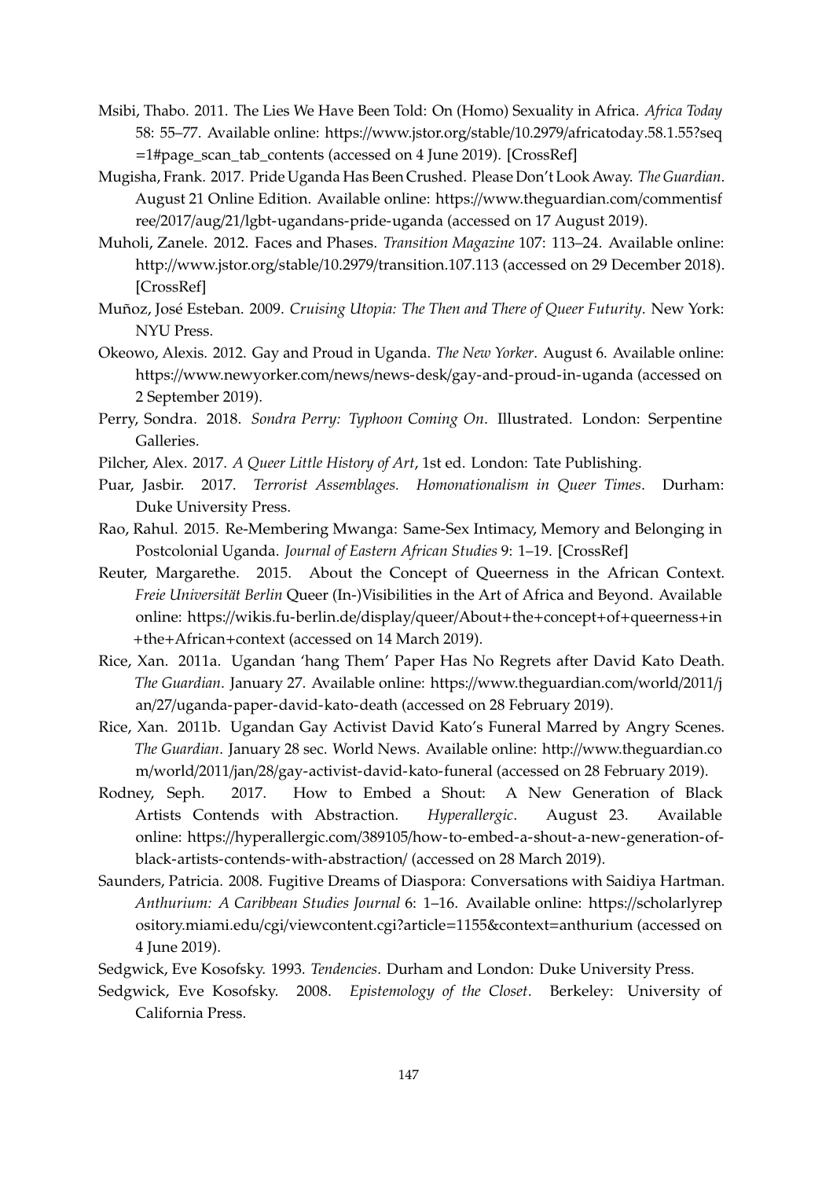Msibi, Thabo. 2011. The Lies We Have Been Told: On (Homo) Sexuality in Africa. *Africa Today* 58: 55–77. Available online: https://www.jstor.org/stable/10.2979/africatoday.58.1.55?seq=1#page_scan_tab_contents (accessed on 4 June 2019). [CrossRef]

Mugisha, Frank. 2017. Pride Uganda Has Been Crushed. Please Don't Look Away. *The Guardian*. August 21 Online Edition. Available online: https://www.theguardian.com/commentisfree/2017/aug/21/lgbt-ugandans-pride-uganda (accessed on 17 August 2019).

Muholi, Zanele. 2012. Faces and Phases. *Transition Magazine* 107: 113–24. Available online: http://www.jstor.org/stable/10.2979/transition.107.113 (accessed on 29 December 2018). [CrossRef]

Muñoz, José Esteban. 2009. *Cruising Utopia: The Then and There of Queer Futurity*. New York: NYU Press.

Okeowo, Alexis. 2012. Gay and Proud in Uganda. *The New Yorker*. August 6. Available online: https://www.newyorker.com/news/news-desk/gay-and-proud-in-uganda (accessed on 2 September 2019).

Perry, Sondra. 2018. *Sondra Perry: Typhoon Coming On*. Illustrated. London: Serpentine Galleries.

Pilcher, Alex. 2017. *A Queer Little History of Art*, 1st ed. London: Tate Publishing.

Puar, Jasbir. 2017. *Terrorist Assemblages. Homonationalism in Queer Times*. Durham: Duke University Press.

Rao, Rahul. 2015. Re-Membering Mwanga: Same-Sex Intimacy, Memory and Belonging in Postcolonial Uganda. *Journal of Eastern African Studies* 9: 1–19. [CrossRef]

Reuter, Margarethe. 2015. About the Concept of Queerness in the African Context. *Freie Universität Berlin* Queer (In-)Visibilities in the Art of Africa and Beyond. Available online: https://wikis.fu-berlin.de/display/queer/About+the+concept+of+queerness+in+the+African+context (accessed on 14 March 2019).

Rice, Xan. 2011a. Ugandan 'hang Them' Paper Has No Regrets after David Kato Death. *The Guardian*. January 27. Available online: https://www.theguardian.com/world/2011/jan/27/uganda-paper-david-kato-death (accessed on 28 February 2019).

Rice, Xan. 2011b. Ugandan Gay Activist David Kato's Funeral Marred by Angry Scenes. *The Guardian*. January 28 sec. World News. Available online: http://www.theguardian.com/world/2011/jan/28/gay-activist-david-kato-funeral (accessed on 28 February 2019).

Rodney, Seph. 2017. How to Embed a Shout: A New Generation of Black Artists Contends with Abstraction. *Hyperallergic*. August 23. Available online: https://hyperallergic.com/389105/how-to-embed-a-shout-a-new-generation-of-black-artists-contends-with-abstraction/ (accessed on 28 March 2019).

Saunders, Patricia. 2008. Fugitive Dreams of Diaspora: Conversations with Saidiya Hartman. *Anthurium: A Caribbean Studies Journal* 6: 1–16. Available online: https://scholarlyrepository.miami.edu/cgi/viewcontent.cgi?article=1155&context=anthurium (accessed on 4 June 2019).

Sedgwick, Eve Kosofsky. 1993. *Tendencies*. Durham and London: Duke University Press.

Sedgwick, Eve Kosofsky. 2008. *Epistemology of the Closet*. Berkeley: University of California Press.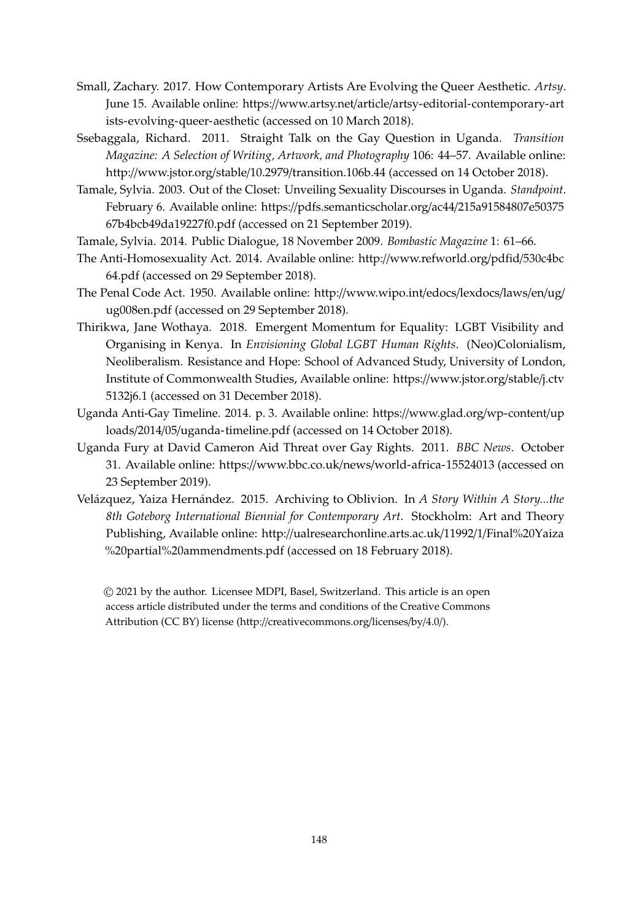Small, Zachary. 2017. How Contemporary Artists Are Evolving the Queer Aesthetic. *Artsy*. June 15. Available online: https://www.artsy.net/article/artsy-editorial-contemporary-artists-evolving-queer-aesthetic (accessed on 10 March 2018).

Ssebaggala, Richard. 2011. Straight Talk on the Gay Question in Uganda. *Transition Magazine: A Selection of Writing, Artwork, and Photography* 106: 44–57. Available online: http://www.jstor.org/stable/10.2979/transition.106b.44 (accessed on 14 October 2018).

Tamale, Sylvia. 2003. Out of the Closet: Unveiling Sexuality Discourses in Uganda. *Standpoint*. February 6. Available online: https://pdfs.semanticscholar.org/ac44/215a91584807e5037567b4bcb49da19227f0.pdf (accessed on 21 September 2019).

Tamale, Sylvia. 2014. Public Dialogue, 18 November 2009. *Bombastic Magazine* 1: 61–66.

The Anti-Homosexuality Act. 2014. Available online: http://www.refworld.org/pdfid/530c4bc64.pdf (accessed on 29 September 2018).

The Penal Code Act. 1950. Available online: http://www.wipo.int/edocs/lexdocs/laws/en/ug/ug008en.pdf (accessed on 29 September 2018).

Thirikwa, Jane Wothaya. 2018. Emergent Momentum for Equality: LGBT Visibility and Organising in Kenya. In *Envisioning Global LGBT Human Rights*. (Neo)Colonialism, Neoliberalism. Resistance and Hope: School of Advanced Study, University of London, Institute of Commonwealth Studies, Available online: https://www.jstor.org/stable/j.ctv5132j6.1 (accessed on 31 December 2018).

Uganda Anti-Gay Timeline. 2014. p. 3. Available online: https://www.glad.org/wp-content/uploads/2014/05/uganda-timeline.pdf (accessed on 14 October 2018).

Uganda Fury at David Cameron Aid Threat over Gay Rights. 2011. *BBC News*. October 31. Available online: https://www.bbc.co.uk/news/world-africa-15524013 (accessed on 23 September 2019).

Velázquez, Yaiza Hernández. 2015. Archiving to Oblivion. In *A Story Within A Story...the 8th Goteborg International Biennial for Contemporary Art*. Stockholm: Art and Theory Publishing, Available online: http://ualresearchonline.arts.ac.uk/11992/1/Final%20Yaiza%20partial%20ammendments.pdf (accessed on 18 February 2018).

© 2021 by the author. Licensee MDPI, Basel, Switzerland. This article is an open access article distributed under the terms and conditions of the Creative Commons Attribution (CC BY) license (http://creativecommons.org/licenses/by/4.0/).